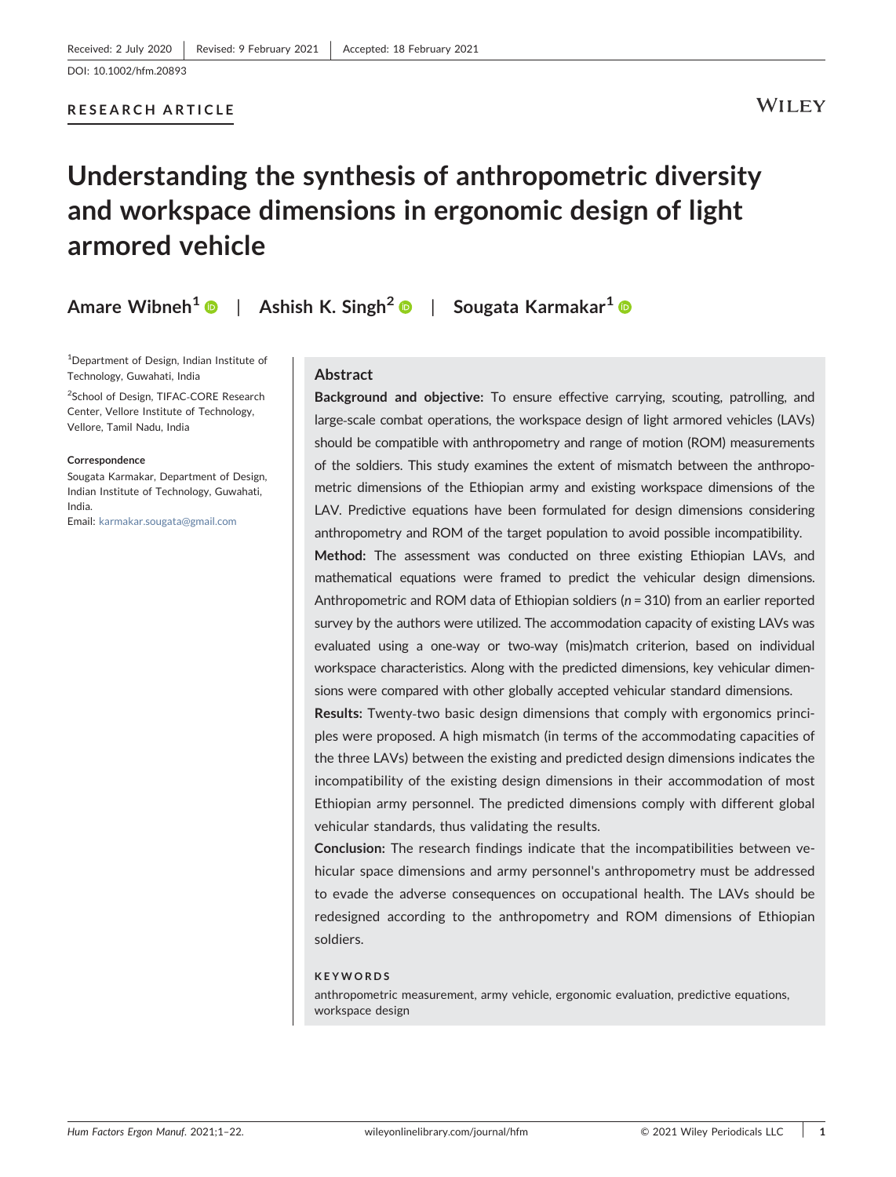Received: 2 July 2020 | Revised: 9 February 2021 | Accepted: 18 February 2021

DOI: 10.1002/hfm.20893

RESEARCH ARTICLE

# Understanding the synthesis of anthropometric diversity and workspace dimensions in ergonomic design of light armored vehicle

**Amare Wibneh**[1] | **Ashish K. Singh**[2] | **Sougata Karmakar**[1]

[1]Department of Design, Indian Institute of Technology, Guwahati, India

[2]School of Design, TIFAC-CORE Research Center, Vellore Institute of Technology, Vellore, Tamil Nadu, India

**Correspondence**

Sougata Karmakar, Department of Design, Indian Institute of Technology, Guwahati, India.

Email: karmakar.sougata@gmail.com

## Abstract

**Background and objective:** To ensure effective carrying, scouting, patrolling, and large-scale combat operations, the workspace design of light armored vehicles (LAVs) should be compatible with anthropometry and range of motion (ROM) measurements of the soldiers. This study examines the extent of mismatch between the anthropometric dimensions of the Ethiopian army and existing workspace dimensions of the LAV. Predictive equations have been formulated for design dimensions considering anthropometry and ROM of the target population to avoid possible incompatibility.

**Method:** The assessment was conducted on three existing Ethiopian LAVs, and mathematical equations were framed to predict the vehicular design dimensions. Anthropometric and ROM data of Ethiopian soldiers ($n = 310$) from an earlier reported survey by the authors were utilized. The accommodation capacity of existing LAVs was evaluated using a one-way or two-way (mis)match criterion, based on individual workspace characteristics. Along with the predicted dimensions, key vehicular dimensions were compared with other globally accepted vehicular standard dimensions.

**Results:** Twenty-two basic design dimensions that comply with ergonomics principles were proposed. A high mismatch (in terms of the accommodating capacities of the three LAVs) between the existing and predicted design dimensions indicates the incompatibility of the existing design dimensions in their accommodation of most Ethiopian army personnel. The predicted dimensions comply with different global vehicular standards, thus validating the results.

**Conclusion:** The research findings indicate that the incompatibilities between vehicular space dimensions and army personnel's anthropometry must be addressed to evade the adverse consequences on occupational health. The LAVs should be redesigned according to the anthropometry and ROM dimensions of Ethiopian soldiers.

**KEYWORDS**

anthropometric measurement, army vehicle, ergonomic evaluation, predictive equations, workspace design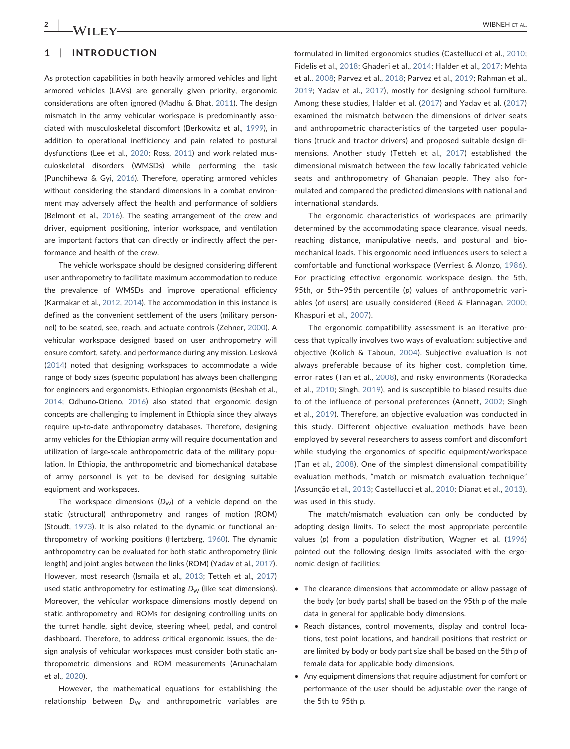## 1 | INTRODUCTION

As protection capabilities in both heavily armored vehicles and light armored vehicles (LAVs) are generally given priority, ergonomic considerations are often ignored (Madhu & Bhat, 2011). The design mismatch in the army vehicular workspace is predominantly associated with musculoskeletal discomfort (Berkowitz et al., 1999), in addition to operational inefficiency and pain related to postural dysfunctions (Lee et al., 2020; Ross, 2011) and work-related musculoskeletal disorders (WMSDs) while performing the task (Punchihewa & Gyi, 2016). Therefore, operating armored vehicles without considering the standard dimensions in a combat environment may adversely affect the health and performance of soldiers (Belmont et al., 2016). The seating arrangement of the crew and driver, equipment positioning, interior workspace, and ventilation are important factors that can directly or indirectly affect the performance and health of the crew.

The vehicle workspace should be designed considering different user anthropometry to facilitate maximum accommodation to reduce the prevalence of WMSDs and improve operational efficiency (Karmakar et al., 2012, 2014). The accommodation in this instance is defined as the convenient settlement of the users (military personnel) to be seated, see, reach, and actuate controls (Zehner, 2000). A vehicular workspace designed based on user anthropometry will ensure comfort, safety, and performance during any mission. Lesková (2014) noted that designing workspaces to accommodate a wide range of body sizes (specific population) has always been challenging for engineers and ergonomists. Ethiopian ergonomists (Beshah et al., 2014; Odhuno-Otieno, 2016) also stated that ergonomic design concepts are challenging to implement in Ethiopia since they always require up-to-date anthropometry databases. Therefore, designing army vehicles for the Ethiopian army will require documentation and utilization of large-scale anthropometric data of the military population. In Ethiopia, the anthropometric and biomechanical database of army personnel is yet to be devised for designing suitable equipment and workspaces.

The workspace dimensions ($D_W$) of a vehicle depend on the static (structural) anthropometry and ranges of motion (ROM) (Stoudt, 1973). It is also related to the dynamic or functional anthropometry of working positions (Hertzberg, 1960). The dynamic anthropometry can be evaluated for both static anthropometry (link length) and joint angles between the links (ROM) (Yadav et al., 2017). However, most research (Ismaila et al., 2013; Tetteh et al., 2017) used static anthropometry for estimating $D_W$ (like seat dimensions). Moreover, the vehicular workspace dimensions mostly depend on static anthropometry and ROMs for designing controlling units on the turret handle, sight device, steering wheel, pedal, and control dashboard. Therefore, to address critical ergonomic issues, the design analysis of vehicular workspaces must consider both static anthropometric dimensions and ROM measurements (Arunachalam et al., 2020).

However, the mathematical equations for establishing the relationship between $D_W$ and anthropometric variables are formulated in limited ergonomics studies (Castellucci et al., 2010; Fidelis et al., 2018; Ghaderi et al., 2014; Halder et al., 2017; Mehta et al., 2008; Parvez et al., 2018; Parvez et al., 2019; Rahman et al., 2019; Yadav et al., 2017), mostly for designing school furniture. Among these studies, Halder et al. (2017) and Yadav et al. (2017) examined the mismatch between the dimensions of driver seats and anthropometric characteristics of the targeted user populations (truck and tractor drivers) and proposed suitable design dimensions. Another study (Tetteh et al., 2017) established the dimensional mismatch between the few locally fabricated vehicle seats and anthropometry of Ghanaian people. They also formulated and compared the predicted dimensions with national and international standards.

The ergonomic characteristics of workspaces are primarily determined by the accommodating space clearance, visual needs, reaching distance, manipulative needs, and postural and biomechanical loads. This ergonomic need influences users to select a comfortable and functional workspace (Verriest & Alonzo, 1986). For practicing effective ergonomic workspace design, the 5th, 95th, or 5th–95th percentile ($p$) values of anthropometric variables (of users) are usually considered (Reed & Flannagan, 2000; Khaspuri et al., 2007).

The ergonomic compatibility assessment is an iterative process that typically involves two ways of evaluation: subjective and objective (Kolich & Taboun, 2004). Subjective evaluation is not always preferable because of its higher cost, completion time, error-rates (Tan et al., 2008), and risky environments (Koradecka et al., 2010; Singh, 2019), and is susceptible to biased results due to of the influence of personal preferences (Annett, 2002; Singh et al., 2019). Therefore, an objective evaluation was conducted in this study. Different objective evaluation methods have been employed by several researchers to assess comfort and discomfort while studying the ergonomics of specific equipment/workspace (Tan et al., 2008). One of the simplest dimensional compatibility evaluation methods, "match or mismatch evaluation technique" (Assunção et al., 2013; Castellucci et al., 2010; Dianat et al., 2013), was used in this study.

The match/mismatch evaluation can only be conducted by adopting design limits. To select the most appropriate percentile values ($p$) from a population distribution, Wagner et al. (1996) pointed out the following design limits associated with the ergonomic design of facilities:

- The clearance dimensions that accommodate or allow passage of the body (or body parts) shall be based on the 95th p of the male data in general for applicable body dimensions.
- Reach distances, control movements, display and control locations, test point locations, and handrail positions that restrict or are limited by body or body part size shall be based on the 5th p of female data for applicable body dimensions.
- Any equipment dimensions that require adjustment for comfort or performance of the user should be adjustable over the range of the 5th to 95th p.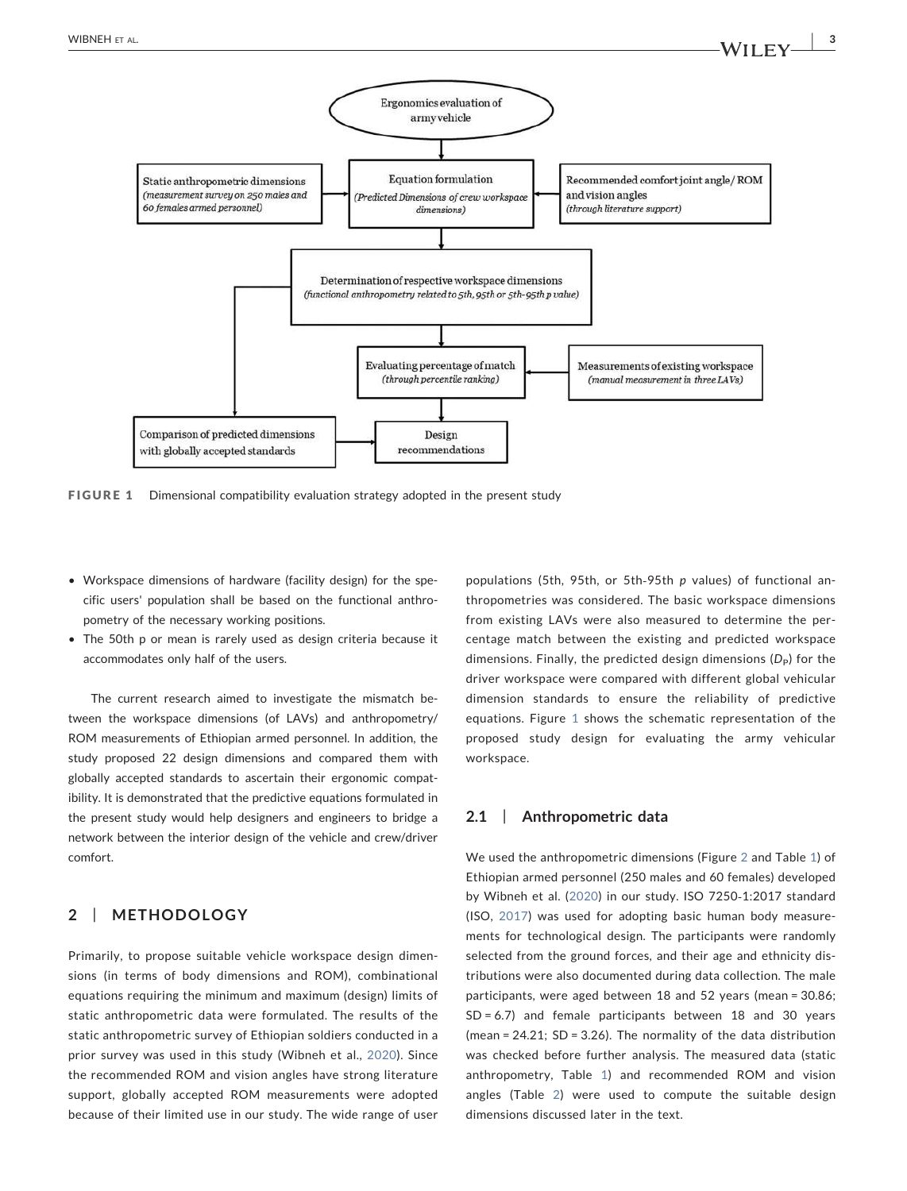Ergonomics evaluation of army vehicle

Static anthropometric dimensions (measurement survey on 250 males and 60 females armed personnel)

Equation formulation (Predicted Dimensions of crew workspace dimensions)

Recommended comfort joint angle/ROM and vision angles (through literature support)

Determination of respective workspace dimensions (functional anthropometry related to 5th, 95th or 5th-95th p value)

Evaluating percentage of match (through percentile ranking)

Measurements of existing workspace (manual measurement in three LAVs)

Comparison of predicted dimensions with globally accepted standards

Design recommendations

**FIGURE 1** Dimensional compatibility evaluation strategy adopted in the present study

- Workspace dimensions of hardware (facility design) for the specific users' population shall be based on the functional anthropometry of the necessary working positions.
- The 50th p or mean is rarely used as design criteria because it accommodates only half of the users.

The current research aimed to investigate the mismatch between the workspace dimensions (of LAVs) and anthropometry/ROM measurements of Ethiopian armed personnel. In addition, the study proposed 22 design dimensions and compared them with globally accepted standards to ascertain their ergonomic compatibility. It is demonstrated that the predictive equations formulated in the present study would help designers and engineers to bridge a network between the interior design of the vehicle and crew/driver comfort.

## 2 | METHODOLOGY

Primarily, to propose suitable vehicle workspace design dimensions (in terms of body dimensions and ROM), combinational equations requiring the minimum and maximum (design) limits of static anthropometric data were formulated. The results of the static anthropometric survey of Ethiopian soldiers conducted in a prior survey was used in this study (Wibneh et al., 2020). Since the recommended ROM and vision angles have strong literature support, globally accepted ROM measurements were adopted because of their limited use in our study. The wide range of user populations (5th, 95th, or 5th-95th *p* values) of functional anthropometries was considered. The basic workspace dimensions from existing LAVs were also measured to determine the percentage match between the existing and predicted workspace dimensions. Finally, the predicted design dimensions ($D_P$) for the driver workspace were compared with different global vehicular dimension standards to ensure the reliability of predictive equations. Figure 1 shows the schematic representation of the proposed study design for evaluating the army vehicular workspace.

### 2.1 | Anthropometric data

We used the anthropometric dimensions (Figure 2 and Table 1) of Ethiopian armed personnel (250 males and 60 females) developed by Wibneh et al. (2020) in our study. ISO 7250-1:2017 standard (ISO, 2017) was used for adopting basic human body measurements for technological design. The participants were randomly selected from the ground forces, and their age and ethnicity distributions were also documented during data collection. The male participants, were aged between 18 and 52 years (mean = 30.86; SD = 6.7) and female participants between 18 and 30 years (mean = 24.21; SD = 3.26). The normality of the data distribution was checked before further analysis. The measured data (static anthropometry, Table 1) and recommended ROM and vision angles (Table 2) were used to compute the suitable design dimensions discussed later in the text.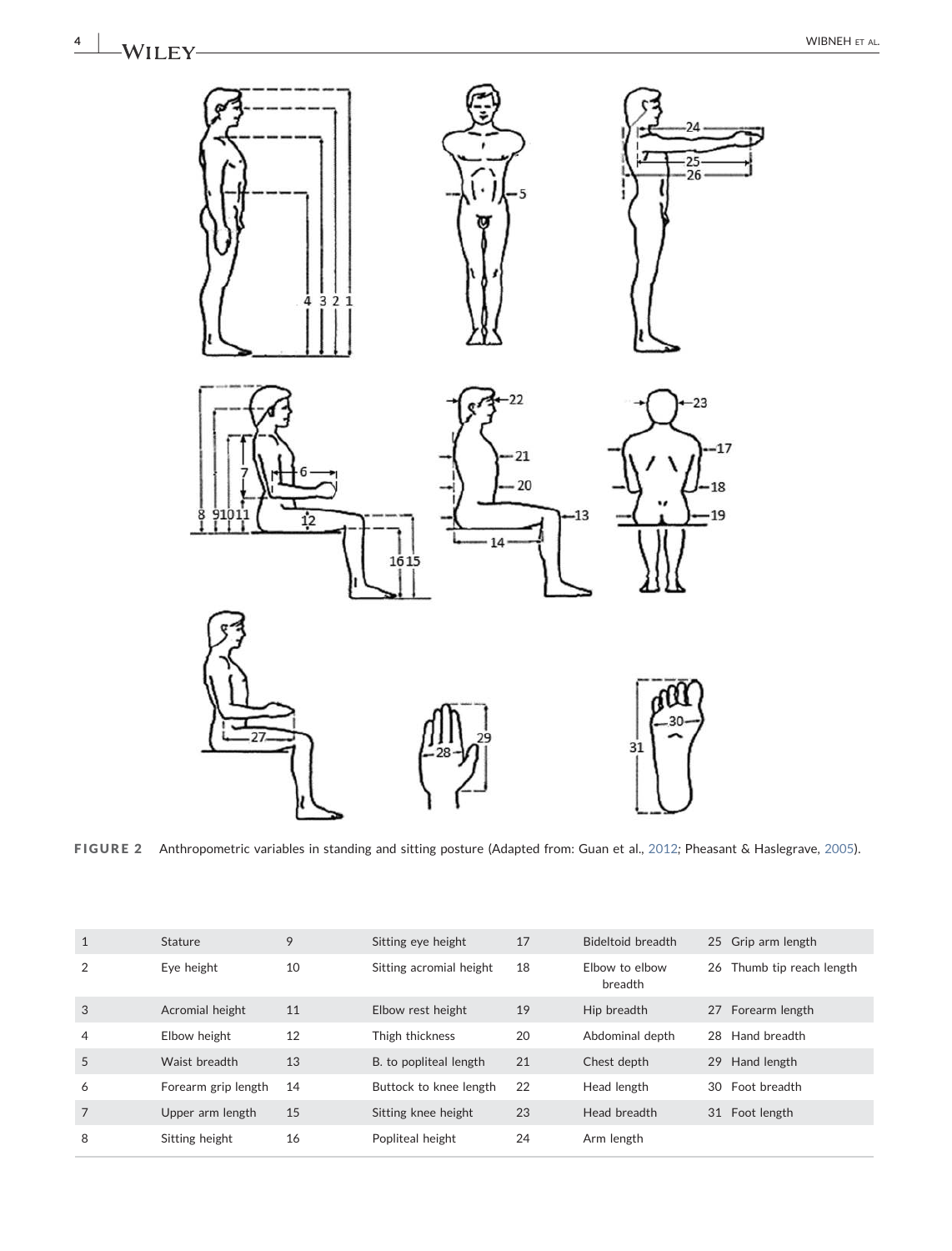FIGURE 2 Anthropometric variables in standing and sitting posture (Adapted from: Guan et al., 2012; Pheasant & Haslegrave, 2005).

| | | | | | | | |
|---|---|---|---|---|---|---|---|
| 1 | Stature | 9 | Sitting eye height | 17 | Bideltoid breadth | 25 | Grip arm length |
| 2 | Eye height | 10 | Sitting acromial height | 18 | Elbow to elbow breadth | 26 | Thumb tip reach length |
| 3 | Acromial height | 11 | Elbow rest height | 19 | Hip breadth | 27 | Forearm length |
| 4 | Elbow height | 12 | Thigh thickness | 20 | Abdominal depth | 28 | Hand breadth |
| 5 | Waist breadth | 13 | B. to popliteal length | 21 | Chest depth | 29 | Hand length |
| 6 | Forearm grip length | 14 | Buttock to knee length | 22 | Head length | 30 | Foot breadth |
| 7 | Upper arm length | 15 | Sitting knee height | 23 | Head breadth | 31 | Foot length |
| 8 | Sitting height | 16 | Popliteal height | 24 | Arm length | | |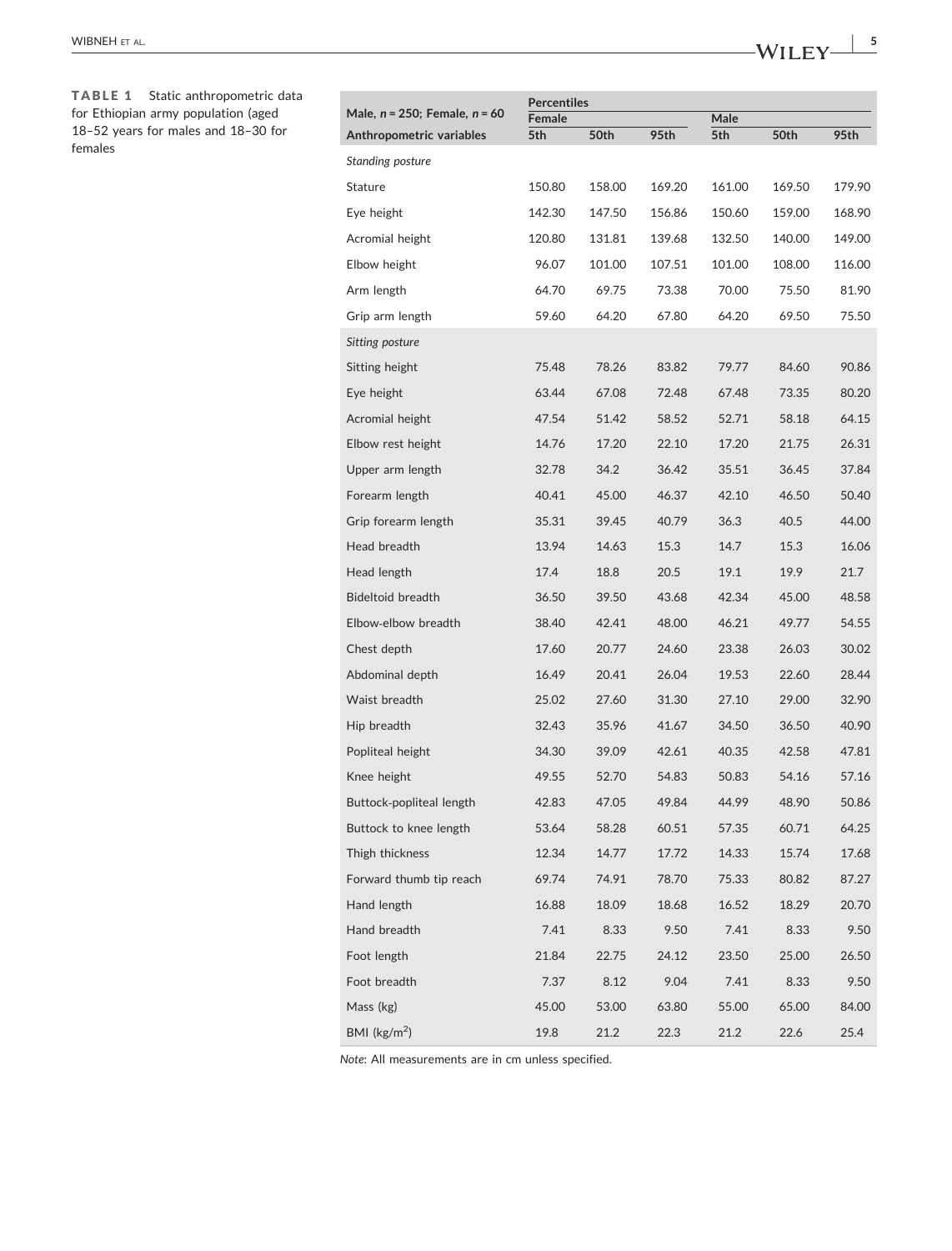**TABLE 1** Static anthropometric data for Ethiopian army population (aged 18–52 years for males and 18–30 for females

| Male, $n$ = 250; Female, $n$ = 60 | Percentiles | | | | | |
|---|---|---|---|---|---|---|
| | Female | | | Male | | |
| Anthropometric variables | 5th | 50th | 95th | 5th | 50th | 95th |
| *Standing posture* | | | | | | |
| Stature | 150.80 | 158.00 | 169.20 | 161.00 | 169.50 | 179.90 |
| Eye height | 142.30 | 147.50 | 156.86 | 150.60 | 159.00 | 168.90 |
| Acromial height | 120.80 | 131.81 | 139.68 | 132.50 | 140.00 | 149.00 |
| Elbow height | 96.07 | 101.00 | 107.51 | 101.00 | 108.00 | 116.00 |
| Arm length | 64.70 | 69.75 | 73.38 | 70.00 | 75.50 | 81.90 |
| Grip arm length | 59.60 | 64.20 | 67.80 | 64.20 | 69.50 | 75.50 |
| *Sitting posture* | | | | | | |
| Sitting height | 75.48 | 78.26 | 83.82 | 79.77 | 84.60 | 90.86 |
| Eye height | 63.44 | 67.08 | 72.48 | 67.48 | 73.35 | 80.20 |
| Acromial height | 47.54 | 51.42 | 58.52 | 52.71 | 58.18 | 64.15 |
| Elbow rest height | 14.76 | 17.20 | 22.10 | 17.20 | 21.75 | 26.31 |
| Upper arm length | 32.78 | 34.2 | 36.42 | 35.51 | 36.45 | 37.84 |
| Forearm length | 40.41 | 45.00 | 46.37 | 42.10 | 46.50 | 50.40 |
| Grip forearm length | 35.31 | 39.45 | 40.79 | 36.3 | 40.5 | 44.00 |
| Head breadth | 13.94 | 14.63 | 15.3 | 14.7 | 15.3 | 16.06 |
| Head length | 17.4 | 18.8 | 20.5 | 19.1 | 19.9 | 21.7 |
| Bideltoid breadth | 36.50 | 39.50 | 43.68 | 42.34 | 45.00 | 48.58 |
| Elbow-elbow breadth | 38.40 | 42.41 | 48.00 | 46.21 | 49.77 | 54.55 |
| Chest depth | 17.60 | 20.77 | 24.60 | 23.38 | 26.03 | 30.02 |
| Abdominal depth | 16.49 | 20.41 | 26.04 | 19.53 | 22.60 | 28.44 |
| Waist breadth | 25.02 | 27.60 | 31.30 | 27.10 | 29.00 | 32.90 |
| Hip breadth | 32.43 | 35.96 | 41.67 | 34.50 | 36.50 | 40.90 |
| Popliteal height | 34.30 | 39.09 | 42.61 | 40.35 | 42.58 | 47.81 |
| Knee height | 49.55 | 52.70 | 54.83 | 50.83 | 54.16 | 57.16 |
| Buttock-popliteal length | 42.83 | 47.05 | 49.84 | 44.99 | 48.90 | 50.86 |
| Buttock to knee length | 53.64 | 58.28 | 60.51 | 57.35 | 60.71 | 64.25 |
| Thigh thickness | 12.34 | 14.77 | 17.72 | 14.33 | 15.74 | 17.68 |
| Forward thumb tip reach | 69.74 | 74.91 | 78.70 | 75.33 | 80.82 | 87.27 |
| Hand length | 16.88 | 18.09 | 18.68 | 16.52 | 18.29 | 20.70 |
| Hand breadth | 7.41 | 8.33 | 9.50 | 7.41 | 8.33 | 9.50 |
| Foot length | 21.84 | 22.75 | 24.12 | 23.50 | 25.00 | 26.50 |
| Foot breadth | 7.37 | 8.12 | 9.04 | 7.41 | 8.33 | 9.50 |
| Mass (kg) | 45.00 | 53.00 | 63.80 | 55.00 | 65.00 | 84.00 |
| BMI ($kg/m^2$) | 19.8 | 21.2 | 22.3 | 21.2 | 22.6 | 25.4 |

*Note*: All measurements are in cm unless specified.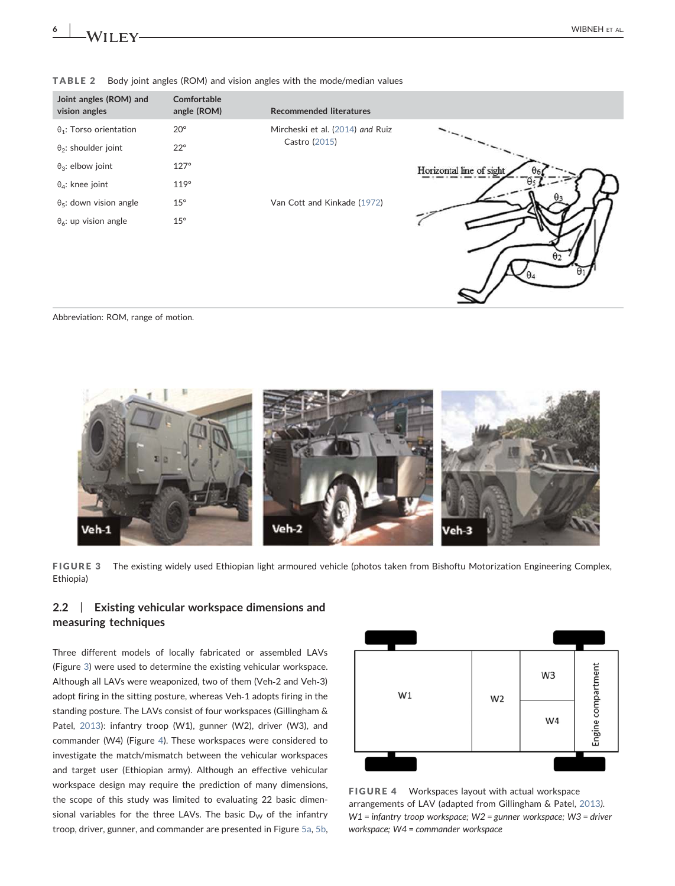**TABLE 2** Body joint angles (ROM) and vision angles with the mode/median values

| Joint angles (ROM) and vision angles | Comfortable angle (ROM) | Recommended literatures |
|---|---|---|
| $\theta_1$: Torso orientation | 20° | Mircheski et al. (2014) *and* Ruiz Castro (2015) |
| $\theta_2$: shoulder joint | 22° | |
| $\theta_3$: elbow joint | 127° | |
| $\theta_4$: knee joint | 119° | |
| $\theta_5$: down vision angle | 15° | Van Cott and Kinkade (1972) |
| $\theta_6$: up vision angle | 15° | |

Abbreviation: ROM, range of motion.

**FIGURE 3** The existing widely used Ethiopian light armoured vehicle (photos taken from Bishoftu Motorization Engineering Complex, Ethiopia)

## 2.2 | Existing vehicular workspace dimensions and measuring techniques

Three different models of locally fabricated or assembled LAVs (Figure 3) were used to determine the existing vehicular workspace. Although all LAVs were weaponized, two of them (Veh-2 and Veh-3) adopt firing in the sitting posture, whereas Veh-1 adopts firing in the standing posture. The LAVs consist of four workspaces (Gillingham & Patel, 2013): infantry troop (W1), gunner (W2), driver (W3), and commander (W4) (Figure 4). These workspaces were considered to investigate the match/mismatch between the vehicular workspaces and target user (Ethiopian army). Although an effective vehicular workspace design may require the prediction of many dimensions, the scope of this study was limited to evaluating 22 basic dimensional variables for the three LAVs. The basic $D_W$ of the infantry troop, driver, gunner, and commander are presented in Figure 5a, 5b,

**FIGURE 4** Workspaces layout with actual workspace arrangements of LAV (adapted from Gillingham & Patel, 2013). *W1 = infantry troop workspace; W2 = gunner workspace; W3 = driver workspace; W4 = commander workspace*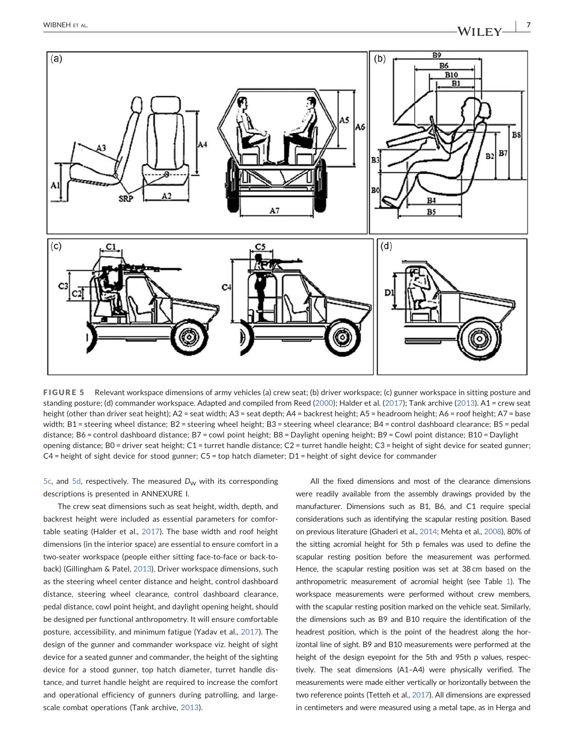FIGURE 5 Relevant workspace dimensions of army vehicles (a) crew seat; (b) driver workspace; (c) gunner workspace in sitting posture and standing posture; (d) commander workspace. Adapted and compiled from Reed (2000); Halder et al. (2017); Tank archive (2013). A1 = crew seat height (other than driver seat height); A2 = seat width; A3 = seat depth; A4 = backrest height; A5 = headroom height; A6 = roof height; A7 = base width; B1 = steering wheel distance; B2 = steering wheel height; B3 = steering wheel clearance; B4 = control dashboard clearance; B5 = pedal distance; B6 = control dashboard distance; B7 = cowl point height; B8 = Daylight opening height; B9 = Cowl point distance; B10 = Daylight opening distance; B0 = driver seat height; C1 = turret handle distance; C2 = turret handle height; C3 = height of sight device for seated gunner; C4 = height of sight device for stood gunner; C5 = top hatch diameter; D1 = height of sight device for commander

5c, and 5d, respectively. The measured $D_W$ with its corresponding descriptions is presented in ANNEXURE I.

The crew seat dimensions such as seat height, width, depth, and backrest height were included as essential parameters for comfortable seating (Halder et al., 2017). The base width and roof height dimensions (in the interior space) are essential to ensure comfort in a two-seater workspace (people either sitting face-to-face or back-to-back) (Gillingham & Patel, 2013). Driver workspace dimensions, such as the steering wheel center distance and height, control dashboard distance, steering wheel clearance, control dashboard clearance, pedal distance, cowl point height, and daylight opening height, should be designed per functional anthropometry. It will ensure comfortable posture, accessibility, and minimum fatigue (Yadav et al., 2017). The design of the gunner and commander workspace viz. height of sight device for a seated gunner and commander, the height of the sighting device for a stood gunner, top hatch diameter, turret handle distance, and turret handle height are required to increase the comfort and operational efficiency of gunners during patrolling, and large-scale combat operations (Tank archive, 2013).

All the fixed dimensions and most of the clearance dimensions were readily available from the assembly drawings provided by the manufacturer. Dimensions such as B1, B6, and C1 require special considerations such as identifying the scapular resting position. Based on previous literature (Ghaderi et al., 2014; Mehta et al., 2008), 80% of the sitting acromial height for 5th p females was used to define the scapular resting position before the measurement was performed. Hence, the scapular resting position was set at 38 cm based on the anthropometric measurement of acromial height (see Table 1). The workspace measurements were performed without crew members, with the scapular resting position marked on the vehicle seat. Similarly, the dimensions such as B9 and B10 require the identification of the headrest position, which is the point of the headrest along the horizontal line of sight. B9 and B10 measurements were performed at the height of the design eyepoint for the 5th and 95th p values, respectively. The seat dimensions (A1–A4) were physically verified. The measurements were made either vertically or horizontally between the two reference points (Tetteh et al., 2017). All dimensions are expressed in centimeters and were measured using a metal tape, as in Herga and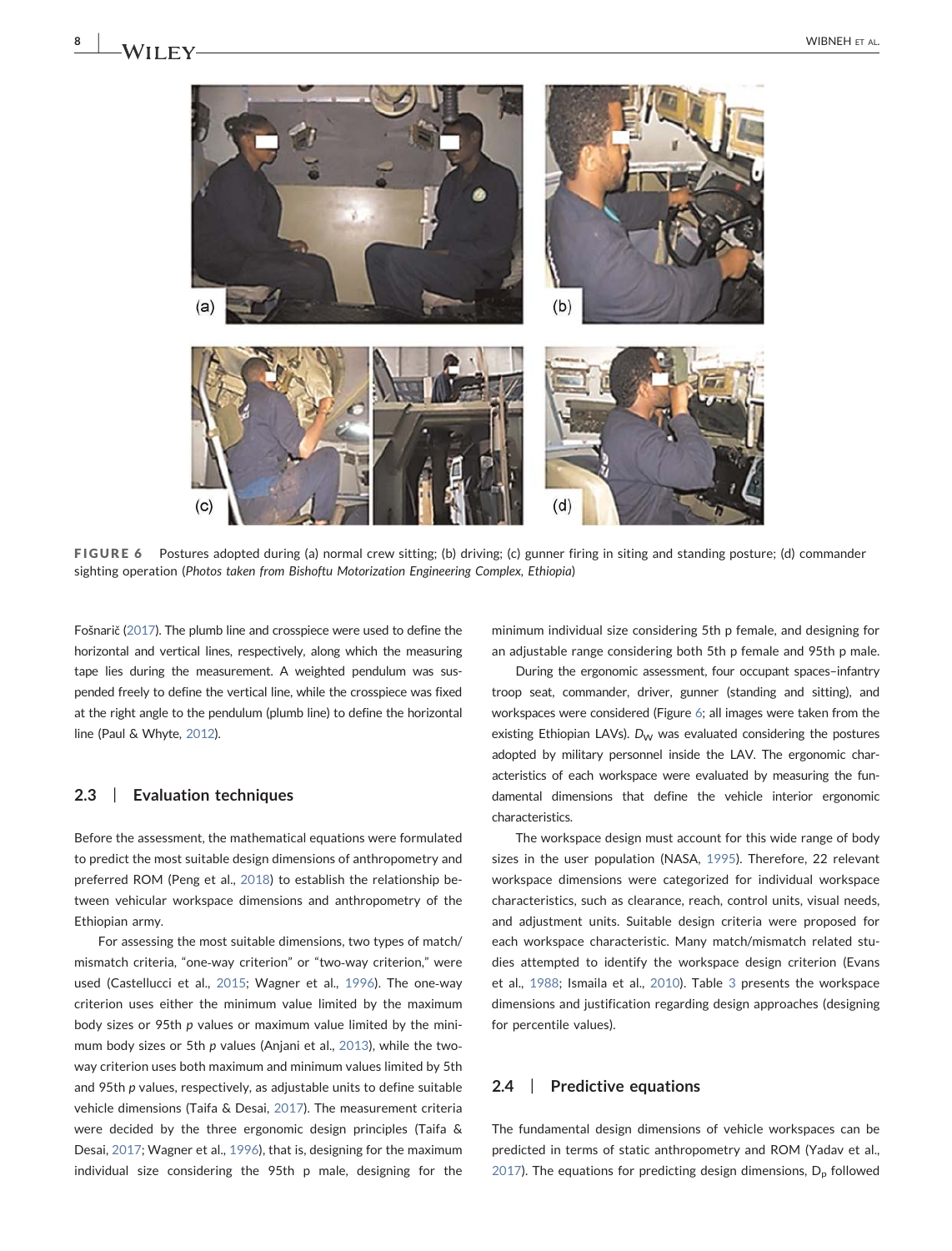FIGURE 6 Postures adopted during (a) normal crew sitting; (b) driving; (c) gunner firing in siting and standing posture; (d) commander sighting operation (*Photos taken from Bishoftu Motorization Engineering Complex, Ethiopia*)

Fošnarič (2017). The plumb line and crosspiece were used to define the horizontal and vertical lines, respectively, along which the measuring tape lies during the measurement. A weighted pendulum was suspended freely to define the vertical line, while the crosspiece was fixed at the right angle to the pendulum (plumb line) to define the horizontal line (Paul & Whyte, 2012).

## 2.3 | Evaluation techniques

Before the assessment, the mathematical equations were formulated to predict the most suitable design dimensions of anthropometry and preferred ROM (Peng et al., 2018) to establish the relationship between vehicular workspace dimensions and anthropometry of the Ethiopian army.

For assessing the most suitable dimensions, two types of match/mismatch criteria, "one-way criterion" or "two-way criterion," were used (Castellucci et al., 2015; Wagner et al., 1996). The one-way criterion uses either the minimum value limited by the maximum body sizes or 95th *p* values or maximum value limited by the minimum body sizes or 5th *p* values (Anjani et al., 2013), while the two-way criterion uses both maximum and minimum values limited by 5th and 95th *p* values, respectively, as adjustable units to define suitable vehicle dimensions (Taifa & Desai, 2017). The measurement criteria were decided by the three ergonomic design principles (Taifa & Desai, 2017; Wagner et al., 1996), that is, designing for the maximum individual size considering the 95th p male, designing for the minimum individual size considering 5th p female, and designing for an adjustable range considering both 5th p female and 95th p male.

During the ergonomic assessment, four occupant spaces–infantry troop seat, commander, driver, gunner (standing and sitting), and workspaces were considered (Figure 6; all images were taken from the existing Ethiopian LAVs). $D_W$ was evaluated considering the postures adopted by military personnel inside the LAV. The ergonomic characteristics of each workspace were evaluated by measuring the fundamental dimensions that define the vehicle interior ergonomic characteristics.

The workspace design must account for this wide range of body sizes in the user population (NASA, 1995). Therefore, 22 relevant workspace dimensions were categorized for individual workspace characteristics, such as clearance, reach, control units, visual needs, and adjustment units. Suitable design criteria were proposed for each workspace characteristic. Many match/mismatch related studies attempted to identify the workspace design criterion (Evans et al., 1988; Ismaila et al., 2010). Table 3 presents the workspace dimensions and justification regarding design approaches (designing for percentile values).

## 2.4 | Predictive equations

The fundamental design dimensions of vehicle workspaces can be predicted in terms of static anthropometry and ROM (Yadav et al., 2017). The equations for predicting design dimensions, $D_p$ followed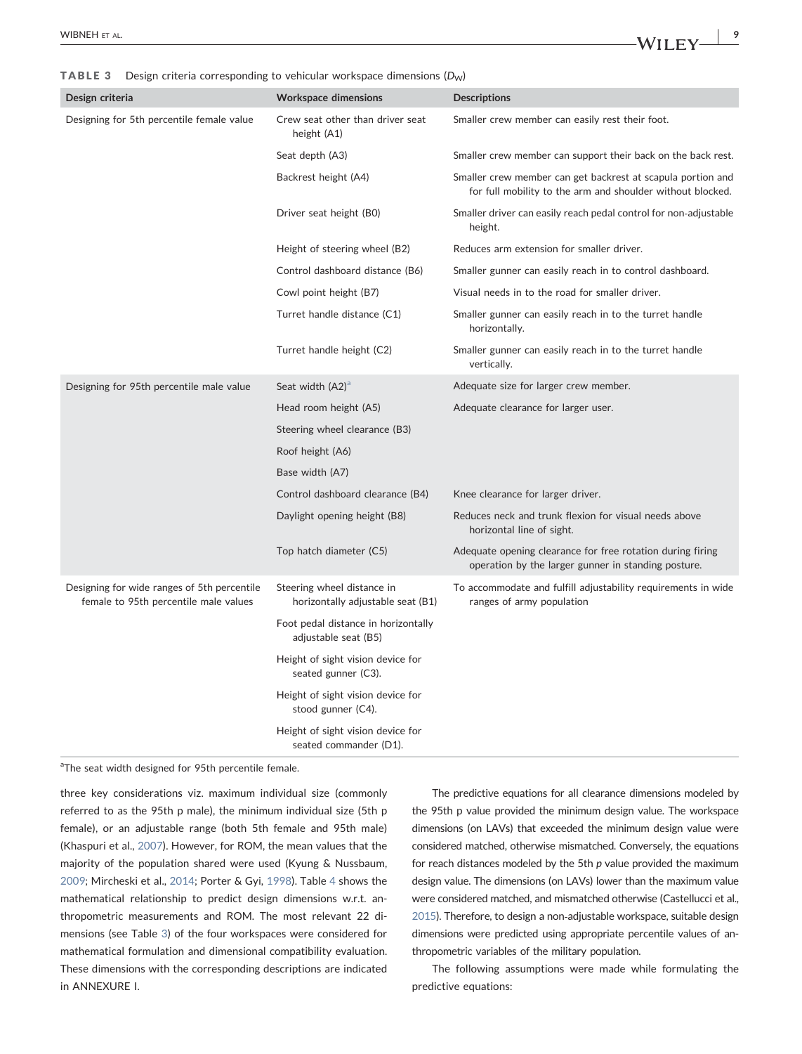**TABLE 3** Design criteria corresponding to vehicular workspace dimensions ($D_W$)

| Design criteria | Workspace dimensions | Descriptions |
| --- | --- | --- |
| Designing for 5th percentile female value | Crew seat other than driver seat height (A1) | Smaller crew member can easily rest their foot. |
| | Seat depth (A3) | Smaller crew member can support their back on the back rest. |
| | Backrest height (A4) | Smaller crew member can get backrest at scapula portion and for full mobility to the arm and shoulder without blocked. |
| | Driver seat height (B0) | Smaller driver can easily reach pedal control for non-adjustable height. |
| | Height of steering wheel (B2) | Reduces arm extension for smaller driver. |
| | Control dashboard distance (B6) | Smaller gunner can easily reach in to control dashboard. |
| | Cowl point height (B7) | Visual needs in to the road for smaller driver. |
| | Turret handle distance (C1) | Smaller gunner can easily reach in to the turret handle horizontally. |
| | Turret handle height (C2) | Smaller gunner can easily reach in to the turret handle vertically. |
| Designing for 95th percentile male value | Seat width (A2)[a] | Adequate size for larger crew member. |
| | Head room height (A5) | Adequate clearance for larger user. |
| | Steering wheel clearance (B3) | |
| | Roof height (A6) | |
| | Base width (A7) | |
| | Control dashboard clearance (B4) | Knee clearance for larger driver. |
| | Daylight opening height (B8) | Reduces neck and trunk flexion for visual needs above horizontal line of sight. |
| | Top hatch diameter (C5) | Adequate opening clearance for free rotation during firing operation by the larger gunner in standing posture. |
| Designing for wide ranges of 5th percentile female to 95th percentile male values | Steering wheel distance in horizontally adjustable seat (B1) | To accommodate and fulfill adjustability requirements in wide ranges of army population |
| | Foot pedal distance in horizontally adjustable seat (B5) | |
| | Height of sight vision device for seated gunner (C3). | |
| | Height of sight vision device for stood gunner (C4). | |
| | Height of sight vision device for seated commander (D1). | |

[a]The seat width designed for 95th percentile female.

three key considerations viz. maximum individual size (commonly referred to as the 95th p male), the minimum individual size (5th p female), or an adjustable range (both 5th female and 95th male) (Khaspuri et al., 2007). However, for ROM, the mean values that the majority of the population shared were used (Kyung & Nussbaum, 2009; Mircheski et al., 2014; Porter & Gyi, 1998). Table 4 shows the mathematical relationship to predict design dimensions w.r.t. anthropometric measurements and ROM. The most relevant 22 dimensions (see Table 3) of the four workspaces were considered for mathematical formulation and dimensional compatibility evaluation. These dimensions with the corresponding descriptions are indicated in ANNEXURE I.

The predictive equations for all clearance dimensions modeled by the 95th p value provided the minimum design value. The workspace dimensions (on LAVs) that exceeded the minimum design value were considered matched, otherwise mismatched. Conversely, the equations for reach distances modeled by the 5th *p* value provided the maximum design value. The dimensions (on LAVs) lower than the maximum value were considered matched, and mismatched otherwise (Castellucci et al., 2015). Therefore, to design a non-adjustable workspace, suitable design dimensions were predicted using appropriate percentile values of anthropometric variables of the military population.

The following assumptions were made while formulating the predictive equations: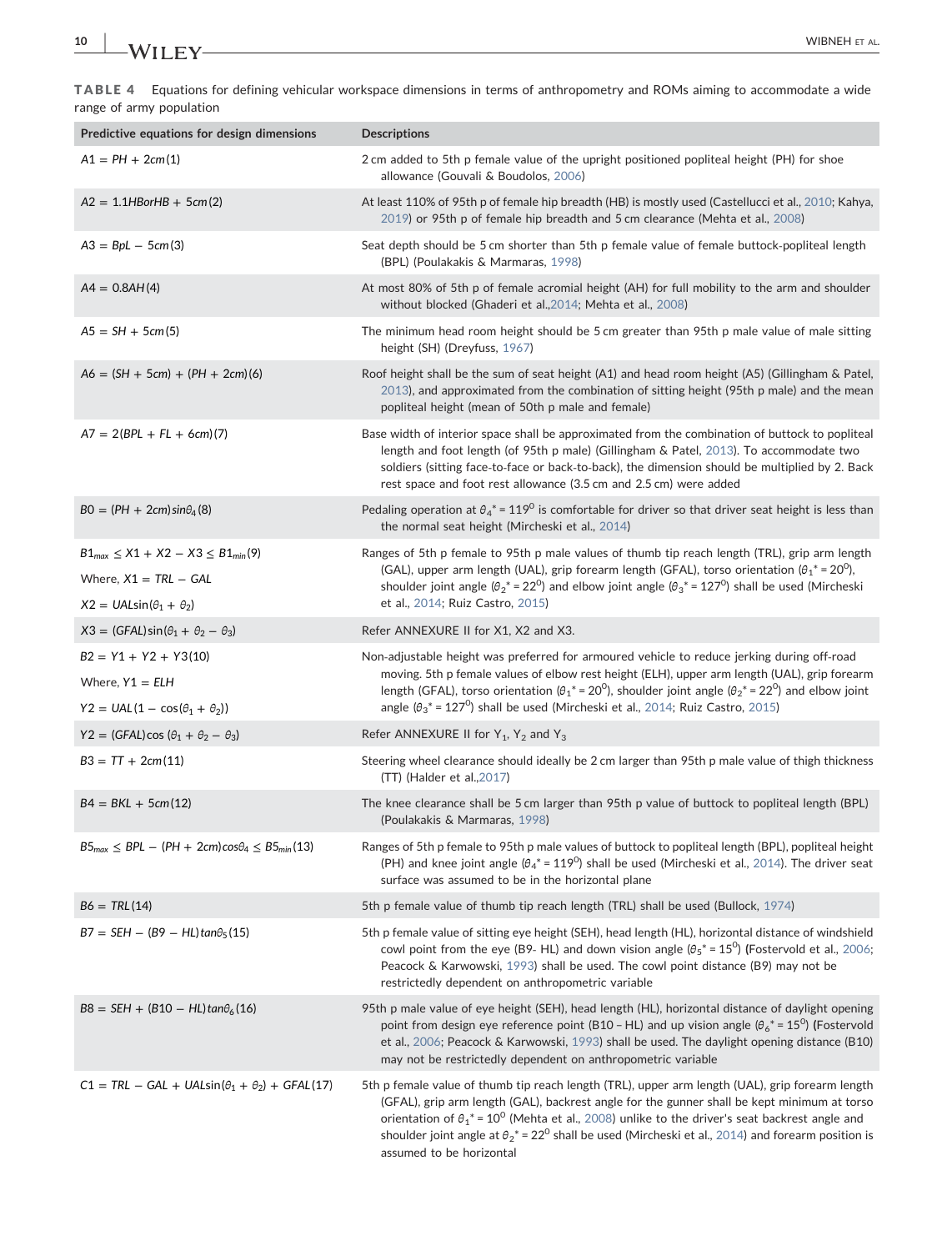**TABLE 4** Equations for defining vehicular workspace dimensions in terms of anthropometry and ROMs aiming to accommodate a wide range of army population

| Predictive equations for design dimensions | Descriptions |
|---|---|
| $A1 = PH + 2cm(1)$ | 2 cm added to 5th p female value of the upright positioned popliteal height (PH) for shoe allowance (Gouvali & Boudolos, 2006) |
| $A2 = 1.1HBorHB + 5cm(2)$ | At least 110% of 95th p of female hip breadth (HB) is mostly used (Castellucci et al., 2010; Kahya, 2019) or 95th p of female hip breadth and 5 cm clearance (Mehta et al., 2008) |
| $A3 = BpL - 5cm(3)$ | Seat depth should be 5 cm shorter than 5th p female value of female buttock-popliteal length (BPL) (Poulakakis & Marmaras, 1998) |
| $A4 = 0.8AH(4)$ | At most 80% of 5th p of female acromial height (AH) for full mobility to the arm and shoulder without blocked (Ghaderi et al.,2014; Mehta et al., 2008) |
| $A5 = SH + 5cm(5)$ | The minimum head room height should be 5 cm greater than 95th p male value of male sitting height (SH) (Dreyfuss, 1967) |
| $A6 = (SH + 5cm) + (PH + 2cm)(6)$ | Roof height shall be the sum of seat height (A1) and head room height (A5) (Gillingham & Patel, 2013), and approximated from the combination of sitting height (95th p male) and the mean popliteal height (mean of 50th p male and female) |
| $A7 = 2(BPL + FL + 6cm)(7)$ | Base width of interior space shall be approximated from the combination of buttock to popliteal length and foot length (of 95th p male) (Gillingham & Patel, 2013). To accommodate two soldiers (sitting face-to-face or back-to-back), the dimension should be multiplied by 2. Back rest space and foot rest allowance (3.5 cm and 2.5 cm) were added |
| $B0 = (PH + 2cm)sin\theta_4(8)$ | Pedaling operation at $\theta_4^* = 119^0$ is comfortable for driver so that driver seat height is less than the normal seat height (Mircheski et al., 2014) |
| $B1_{max} \leq X1 + X2 - X3 \leq B1_{min}(9)$<br>Where, $X1 = TRL - GAL$<br>$X2 = UAL\sin(\theta_1 + \theta_2)$ | Ranges of 5th p female to 95th p male values of thumb tip reach length (TRL), grip arm length (GAL), upper arm length (UAL), grip forearm length (GFAL), torso orientation ($\theta_1^* = 20^0$), shoulder joint angle ($\theta_2^* = 22^0$) and elbow joint angle ($\theta_3^* = 127^0$) shall be used (Mircheski et al., 2014; Ruiz Castro, 2015) |
| $X3 = (GFAL)\sin(\theta_1 + \theta_2 - \theta_3)$ | Refer ANNEXURE II for X1, X2 and X3. |
| $B2 = Y1 + Y2 + Y3(10)$<br>Where, $Y1 = ELH$<br>$Y2 = UAL(1 - \cos(\theta_1 + \theta_2))$ | Non-adjustable height was preferred for armoured vehicle to reduce jerking during off-road moving. 5th p female values of elbow rest height (ELH), upper arm length (UAL), grip forearm length (GFAL), torso orientation ($\theta_1^* = 20^0$), shoulder joint angle ($\theta_2^* = 22^0$) and elbow joint angle ($\theta_3^* = 127^0$) shall be used (Mircheski et al., 2014; Ruiz Castro, 2015) |
| $Y2 = (GFAL)\cos(\theta_1 + \theta_2 - \theta_3)$ | Refer ANNEXURE II for $Y_1$, $Y_2$ and $Y_3$ |
| $B3 = TT + 2cm(11)$ | Steering wheel clearance should ideally be 2 cm larger than 95th p male value of thigh thickness (TT) (Halder et al.,2017) |
| $B4 = BKL + 5cm(12)$ | The knee clearance shall be 5 cm larger than 95th p value of buttock to popliteal length (BPL) (Poulakakis & Marmaras, 1998) |
| $B5_{max} \leq BPL - (PH + 2cm)cos\theta_4 \leq B5_{min}(13)$ | Ranges of 5th p female to 95th p male values of buttock to popliteal length (BPL), popliteal height (PH) and knee joint angle ($\theta_4^* = 119^0$) shall be used (Mircheski et al., 2014). The driver seat surface was assumed to be in the horizontal plane |
| $B6 = TRL(14)$ | 5th p female value of thumb tip reach length (TRL) shall be used (Bullock, 1974) |
| $B7 = SEH - (B9 - HL)tan\theta_5(15)$ | 5th p female value of sitting eye height (SEH), head length (HL), horizontal distance of windshield cowl point from the eye (B9- HL) and down vision angle ($\theta_5^* = 15^0$) (Fostervold et al., 2006; Peacock & Karwowski, 1993) shall be used. The cowl point distance (B9) may not be restrictedly dependent on anthropometric variable |
| $B8 = SEH + (B10 - HL)tan\theta_6(16)$ | 95th p male value of eye height (SEH), head length (HL), horizontal distance of daylight opening point from design eye reference point (B10 – HL) and up vision angle ($\theta_6^* = 15^0$) (Fostervold et al., 2006; Peacock & Karwowski, 1993) shall be used. The daylight opening distance (B10) may not be restrictedly dependent on anthropometric variable |
| $C1 = TRL - GAL + UAL\sin(\theta_1 + \theta_2) + GFAL(17)$ | 5th p female value of thumb tip reach length (TRL), upper arm length (UAL), grip forearm length (GFAL), grip arm length (GAL), backrest angle for the gunner shall be kept minimum at torso orientation of $\theta_1^* = 10^0$ (Mehta et al., 2008) unlike to the driver's seat backrest angle and shoulder joint angle at $\theta_2^* = 22^0$ shall be used (Mircheski et al., 2014) and forearm position is assumed to be horizontal |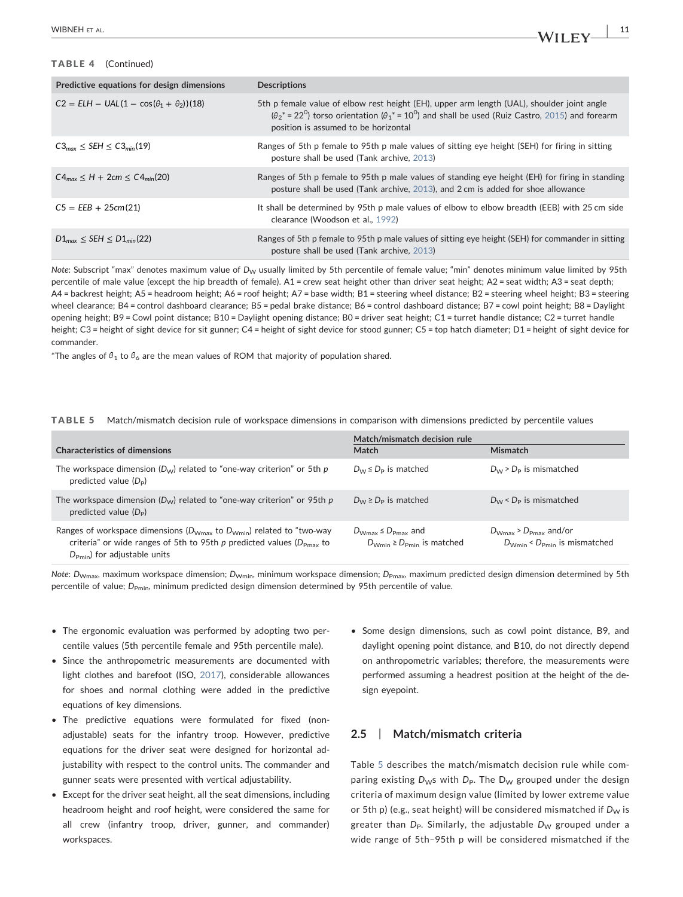**TABLE 4** (Continued)

| Predictive equations for design dimensions | Descriptions |
|---|---|
| $C2 = ELH - UAL(1 - \cos(\theta_1 + \theta_2))$(18) | 5th p female value of elbow rest height (EH), upper arm length (UAL), shoulder joint angle ($\theta_2$* = 22$^0$) torso orientation ($\theta_1$* = 10$^0$) and shall be used (Ruiz Castro, 2015) and forearm position is assumed to be horizontal |
| $C3_{max} \leq SEH \leq C3_{min}$(19) | Ranges of 5th p female to 95th p male values of sitting eye height (SEH) for firing in sitting posture shall be used (Tank archive, 2013) |
| $C4_{max} \leq H + 2cm \leq C4_{min}$(20) | Ranges of 5th p female to 95th p male values of standing eye height (EH) for firing in standing posture shall be used (Tank archive, 2013), and 2 cm is added for shoe allowance |
| $C5 = EEB + 25cm$(21) | It shall be determined by 95th p male values of elbow to elbow breadth (EEB) with 25 cm side clearance (Woodson et al., 1992) |
| $D1_{max} \leq SEH \leq D1_{min}$(22) | Ranges of 5th p female to 95th p male values of sitting eye height (SEH) for commander in sitting posture shall be used (Tank archive, 2013) |

*Note*: Subscript "max" denotes maximum value of $D_W$ usually limited by 5th percentile of female value; "min" denotes minimum value limited by 95th percentile of male value (except the hip breadth of female). A1 = crew seat height other than driver seat height; A2 = seat width; A3 = seat depth; A4 = backrest height; A5 = headroom height; A6 = roof height; A7 = base width; B1 = steering wheel distance; B2 = steering wheel height; B3 = steering wheel clearance; B4 = control dashboard clearance; B5 = pedal brake distance; B6 = control dashboard distance; B7 = cowl point height; B8 = Daylight opening height; B9 = Cowl point distance; B10 = Daylight opening distance; B0 = driver seat height; C1 = turret handle distance; C2 = turret handle height; C3 = height of sight device for sit gunner; C4 = height of sight device for stood gunner; C5 = top hatch diameter; D1 = height of sight device for commander.

*The angles of $\theta_1$ to $\theta_6$ are the mean values of ROM that majority of population shared.

**TABLE 5** Match/mismatch decision rule of workspace dimensions in comparison with dimensions predicted by percentile values

| Characteristics of dimensions | Match/mismatch decision rule | |
|---|---|---|
| | Match | Mismatch |
| The workspace dimension ($D_W$) related to "one-way criterion" or 5th *p* predicted value ($D_P$) | $D_W \leq D_P$ is matched | $D_W > D_P$ is mismatched |
| The workspace dimension ($D_W$) related to "one-way criterion" or 95th *p* predicted value ($D_P$) | $D_W \geq D_P$ is matched | $D_W < D_P$ is mismatched |
| Ranges of workspace dimensions ($D_{Wmax}$ to $D_{Wmin}$) related to "two-way criteria" or wide ranges of 5th to 95th *p* predicted values ($D_{Pmax}$ to $D_{Pmin}$) for adjustable units | $D_{Wmax} \leq D_{Pmax}$ and $D_{Wmin} \geq D_{Pmin}$ is matched | $D_{Wmax} > D_{Pmax}$ and/or $D_{Wmin} < D_{Pmin}$ is mismatched |

*Note*: $D_{Wmax}$, maximum workspace dimension; $D_{Wmin}$, minimum workspace dimension; $D_{Pmax}$, maximum predicted design dimension determined by 5th percentile of value; $D_{Pmin}$, minimum predicted design dimension determined by 95th percentile of value.

- The ergonomic evaluation was performed by adopting two percentile values (5th percentile female and 95th percentile male).
- Since the anthropometric measurements are documented with light clothes and barefoot (ISO, 2017), considerable allowances for shoes and normal clothing were added in the predictive equations of key dimensions.
- The predictive equations were formulated for fixed (non-adjustable) seats for the infantry troop. However, predictive equations for the driver seat were designed for horizontal adjustability with respect to the control units. The commander and gunner seats were presented with vertical adjustability.
- Except for the driver seat height, all the seat dimensions, including headroom height and roof height, were considered the same for all crew (infantry troop, driver, gunner, and commander) workspaces.
- Some design dimensions, such as cowl point distance, B9, and daylight opening point distance, and B10, do not directly depend on anthropometric variables; therefore, the measurements were performed assuming a headrest position at the height of the design eyepoint.

## 2.5 | Match/mismatch criteria

Table 5 describes the match/mismatch decision rule while comparing existing $D_W$s with $D_P$. The $D_W$ grouped under the design criteria of maximum design value (limited by lower extreme value or 5th p) (e.g., seat height) will be considered mismatched if $D_W$ is greater than $D_P$. Similarly, the adjustable $D_W$ grouped under a wide range of 5th–95th p will be considered mismatched if the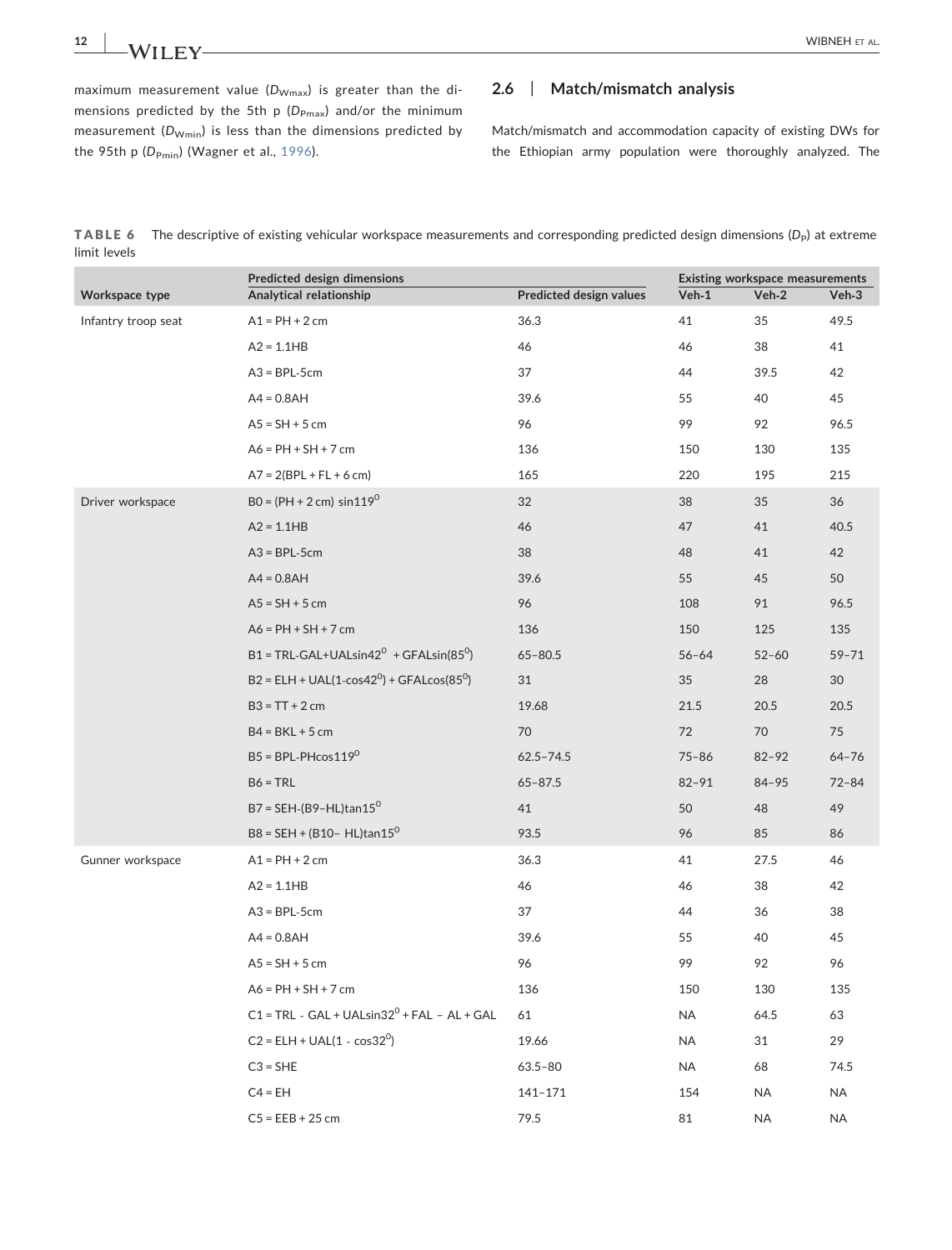maximum measurement value ($D_{Wmax}$) is greater than the dimensions predicted by the 5th p ($D_{Pmax}$) and/or the minimum measurement ($D_{Wmin}$) is less than the dimensions predicted by the 95th p ($D_{Pmin}$) (Wagner et al., 1996).

## 2.6 | Match/mismatch analysis

Match/mismatch and accommodation capacity of existing DWs for the Ethiopian army population were thoroughly analyzed. The

**TABLE 6** The descriptive of existing vehicular workspace measurements and corresponding predicted design dimensions ($D_P$) at extreme limit levels

| | Predicted design dimensions | | Existing workspace measurements | | |
|---|---|---|---|---|---|
| Workspace type | Analytical relationship | Predicted design values | Veh-1 | Veh-2 | Veh-3 |
| Infantry troop seat | A1 = PH + 2 cm | 36.3 | 41 | 35 | 49.5 |
| | A2 = 1.1HB | 46 | 46 | 38 | 41 |
| | A3 = BPL-5cm | 37 | 44 | 39.5 | 42 |
| | A4 = 0.8AH | 39.6 | 55 | 40 | 45 |
| | A5 = SH + 5 cm | 96 | 99 | 92 | 96.5 |
| | A6 = PH + SH + 7 cm | 136 | 150 | 130 | 135 |
| | A7 = 2(BPL + FL + 6 cm) | 165 | 220 | 195 | 215 |
| Driver workspace | B0 = (PH + 2 cm) $\sin 119^0$ | 32 | 38 | 35 | 36 |
| | A2 = 1.1HB | 46 | 47 | 41 | 40.5 |
| | A3 = BPL-5cm | 38 | 48 | 41 | 42 |
| | A4 = 0.8AH | 39.6 | 55 | 45 | 50 |
| | A5 = SH + 5 cm | 96 | 108 | 91 | 96.5 |
| | A6 = PH + SH + 7 cm | 136 | 150 | 125 | 135 |
| | B1 = TRL-GAL+UAL$\sin 42^0$ + GFAL$\sin(85^0)$ | 65–80.5 | 56–64 | 52–60 | 59–71 |
| | B2 = ELH + UAL(1-$\cos 42^0$) + GFAL$\cos(85^0)$ | 31 | 35 | 28 | 30 |
| | B3 = TT + 2 cm | 19.68 | 21.5 | 20.5 | 20.5 |
| | B4 = BKL + 5 cm | 70 | 72 | 70 | 75 |
| | B5 = BPL-PH$\cos 119^0$ | 62.5–74.5 | 75–86 | 82–92 | 64–76 |
| | B6 = TRL | 65–87.5 | 82–91 | 84–95 | 72–84 |
| | B7 = SEH-(B9–HL)$\tan 15^0$ | 41 | 50 | 48 | 49 |
| | B8 = SEH + (B10– HL)$\tan 15^0$ | 93.5 | 96 | 85 | 86 |
| Gunner workspace | A1 = PH + 2 cm | 36.3 | 41 | 27.5 | 46 |
| | A2 = 1.1HB | 46 | 46 | 38 | 42 |
| | A3 = BPL-5cm | 37 | 44 | 36 | 38 |
| | A4 = 0.8AH | 39.6 | 55 | 40 | 45 |
| | A5 = SH + 5 cm | 96 | 99 | 92 | 96 |
| | A6 = PH + SH + 7 cm | 136 | 150 | 130 | 135 |
| | C1 = TRL - GAL + UAL$\sin 32^0$ + FAL – AL + GAL | 61 | NA | 64.5 | 63 |
| | C2 = ELH + UAL(1 - $\cos 32^0$) | 19.66 | NA | 31 | 29 |
| | C3 = SHE | 63.5–80 | NA | 68 | 74.5 |
| | C4 = EH | 141–171 | 154 | NA | NA |
| | C5 = EEB + 25 cm | 79.5 | 81 | NA | NA |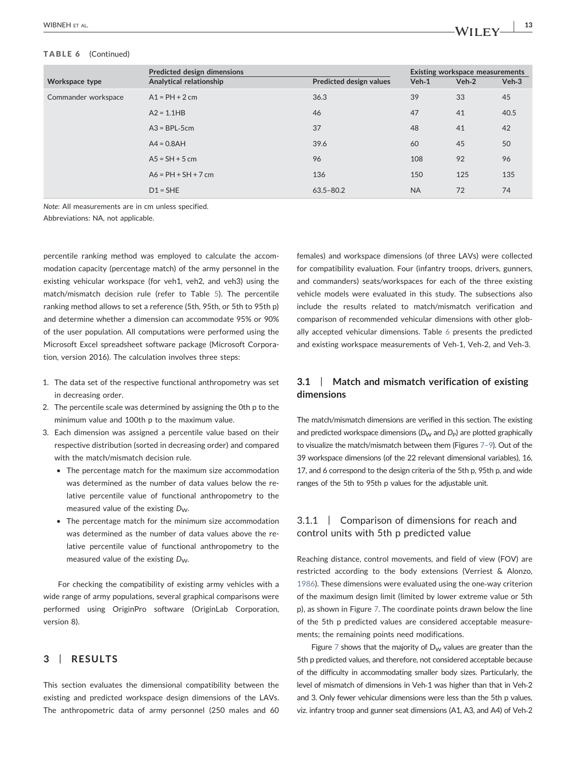**TABLE 6** (Continued)

| Workspace type | Predicted design dimensions | | Existing workspace measurements | | |
|---|---|---|---|---|---|
| | Analytical relationship | Predicted design values | Veh-1 | Veh-2 | Veh-3 |
| Commander workspace | A1 = PH + 2 cm | 36.3 | 39 | 33 | 45 |
| | A2 = 1.1HB | 46 | 47 | 41 | 40.5 |
| | A3 = BPL-5cm | 37 | 48 | 41 | 42 |
| | A4 = 0.8AH | 39.6 | 60 | 45 | 50 |
| | A5 = SH + 5 cm | 96 | 108 | 92 | 96 |
| | A6 = PH + SH + 7 cm | 136 | 150 | 125 | 135 |
| | D1 = SHE | 63.5–80.2 | NA | 72 | 74 |

*Note*: All measurements are in cm unless specified.
Abbreviations: NA, not applicable.

percentile ranking method was employed to calculate the accommodation capacity (percentage match) of the army personnel in the existing vehicular workspace (for veh1, veh2, and veh3) using the match/mismatch decision rule (refer to Table 5). The percentile ranking method allows to set a reference (5th, 95th, or 5th to 95th p) and determine whether a dimension can accommodate 95% or 90% of the user population. All computations were performed using the Microsoft Excel spreadsheet software package (Microsoft Corporation, version 2016). The calculation involves three steps:

1. The data set of the respective functional anthropometry was set in decreasing order.
2. The percentile scale was determined by assigning the 0th p to the minimum value and 100th p to the maximum value.
3. Each dimension was assigned a percentile value based on their respective distribution (sorted in decreasing order) and compared with the match/mismatch decision rule.
   - The percentage match for the maximum size accommodation was determined as the number of data values below the relative percentile value of functional anthropometry to the measured value of the existing $D_W$.
   - The percentage match for the minimum size accommodation was determined as the number of data values above the relative percentile value of functional anthropometry to the measured value of the existing $D_W$.

For checking the compatibility of existing army vehicles with a wide range of army populations, several graphical comparisons were performed using OriginPro software (OriginLab Corporation, version 8).

## 3 | RESULTS

This section evaluates the dimensional compatibility between the existing and predicted workspace design dimensions of the LAVs. The anthropometric data of army personnel (250 males and 60 females) and workspace dimensions (of three LAVs) were collected for compatibility evaluation. Four (infantry troops, drivers, gunners, and commanders) seats/workspaces for each of the three existing vehicle models were evaluated in this study. The subsections also include the results related to match/mismatch verification and comparison of recommended vehicular dimensions with other globally accepted vehicular dimensions. Table 6 presents the predicted and existing workspace measurements of Veh-1, Veh-2, and Veh-3.

### 3.1 | Match and mismatch verification of existing dimensions

The match/mismatch dimensions are verified in this section. The existing and predicted workspace dimensions ($D_W$ and $D_P$) are plotted graphically to visualize the match/mismatch between them (Figures 7–9). Out of the 39 workspace dimensions (of the 22 relevant dimensional variables), 16, 17, and 6 correspond to the design criteria of the 5th p, 95th p, and wide ranges of the 5th to 95th p values for the adjustable unit.

#### 3.1.1 | Comparison of dimensions for reach and control units with 5th p predicted value

Reaching distance, control movements, and field of view (FOV) are restricted according to the body extensions (Verriest & Alonzo, 1986). These dimensions were evaluated using the one-way criterion of the maximum design limit (limited by lower extreme value or 5th p), as shown in Figure 7. The coordinate points drawn below the line of the 5th p predicted values are considered acceptable measurements; the remaining points need modifications.

Figure 7 shows that the majority of $D_W$ values are greater than the 5th p predicted values, and therefore, not considered acceptable because of the difficulty in accommodating smaller body sizes. Particularly, the level of mismatch of dimensions in Veh-1 was higher than that in Veh-2 and 3. Only fewer vehicular dimensions were less than the 5th p values, viz. infantry troop and gunner seat dimensions (A1, A3, and A4) of Veh-2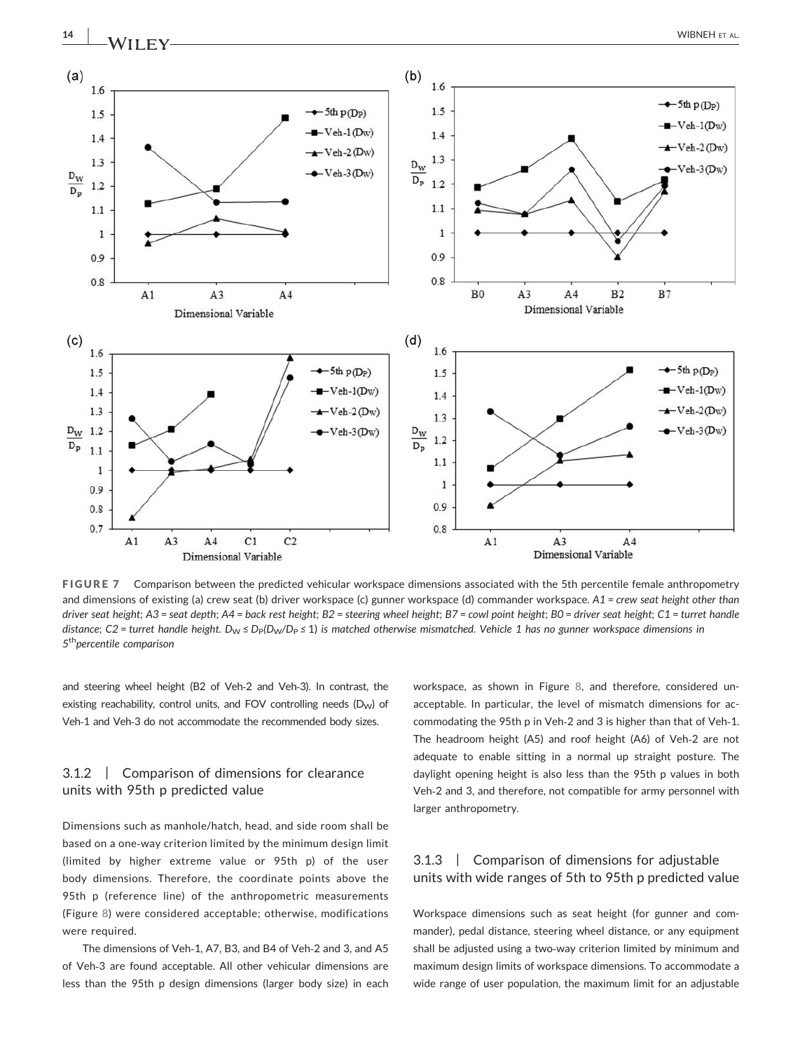**FIGURE 7** Comparison between the predicted vehicular workspace dimensions associated with the 5th percentile female anthropometry and dimensions of existing (a) crew seat (b) driver workspace (c) gunner workspace (d) commander workspace. *A1 = crew seat height other than driver seat height; A3 = seat depth; A4 = back rest height; B2 = steering wheel height; B7 = cowl point height; B0 = driver seat height; C1 = turret handle distance; C2 = turret handle height. $D_W \leq D_P (D_W/D_P \leq 1)$ is matched otherwise mismatched. Vehicle 1 has no gunner workspace dimensions in 5th percentile comparison*

and steering wheel height (B2 of Veh-2 and Veh-3). In contrast, the existing reachability, control units, and FOV controlling needs ($D_W$) of Veh-1 and Veh-3 do not accommodate the recommended body sizes.

### 3.1.2 | Comparison of dimensions for clearance units with 95th p predicted value

Dimensions such as manhole/hatch, head, and side room shall be based on a one-way criterion limited by the minimum design limit (limited by higher extreme value or 95th p) of the user body dimensions. Therefore, the coordinate points above the 95th p (reference line) of the anthropometric measurements (Figure 8) were considered acceptable; otherwise, modifications were required.

The dimensions of Veh-1, A7, B3, and B4 of Veh-2 and 3, and A5 of Veh-3 are found acceptable. All other vehicular dimensions are less than the 95th p design dimensions (larger body size) in each workspace, as shown in Figure 8, and therefore, considered unacceptable. In particular, the level of mismatch dimensions for accommodating the 95th p in Veh-2 and 3 is higher than that of Veh-1. The headroom height (A5) and roof height (A6) of Veh-2 are not adequate to enable sitting in a normal up straight posture. The daylight opening height is also less than the 95th p values in both Veh-2 and 3, and therefore, not compatible for army personnel with larger anthropometry.

### 3.1.3 | Comparison of dimensions for adjustable units with wide ranges of 5th to 95th p predicted value

Workspace dimensions such as seat height (for gunner and commander), pedal distance, steering wheel distance, or any equipment shall be adjusted using a two-way criterion limited by minimum and maximum design limits of workspace dimensions. To accommodate a wide range of user population, the maximum limit for an adjustable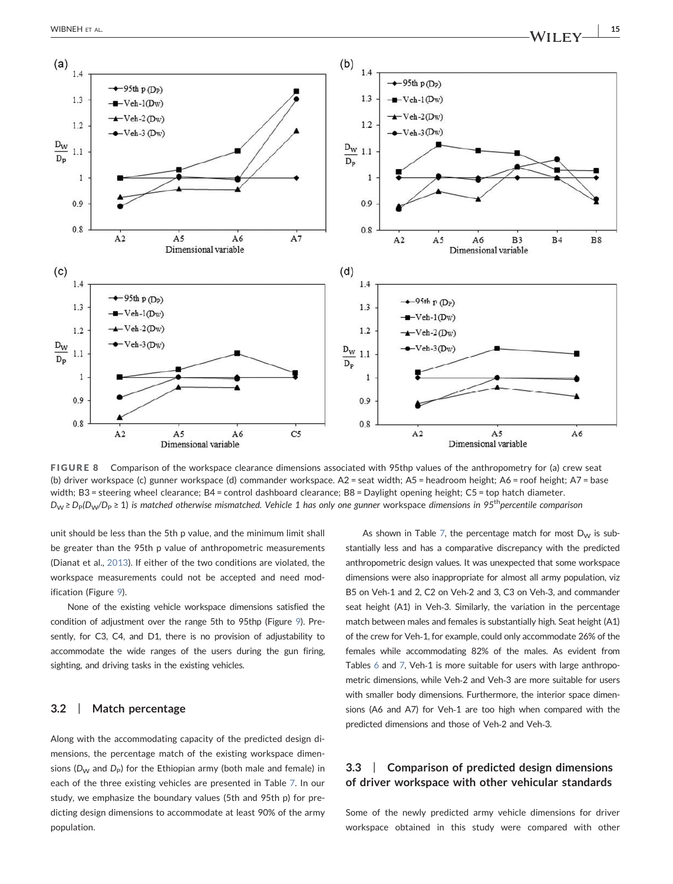**FIGURE 8** Comparison of the workspace clearance dimensions associated with 95thp values of the anthropometry for (a) crew seat (b) driver workspace (c) gunner workspace (d) commander workspace. A2 = seat width; A5 = headroom height; A6 = roof height; A7 = base width; B3 = steering wheel clearance; B4 = control dashboard clearance; B8 = Daylight opening height; C5 = top hatch diameter. $D_W \geq D_P(D_W/D_P \geq 1)$ *is matched otherwise mismatched. Vehicle 1 has only one gunner* workspace *dimensions in* $95^{th}$*percentile comparison*

unit should be less than the 5th p value, and the minimum limit shall be greater than the 95th p value of anthropometric measurements (Dianat et al., 2013). If either of the two conditions are violated, the workspace measurements could not be accepted and need modification (Figure 9).

None of the existing vehicle workspace dimensions satisfied the condition of adjustment over the range 5th to 95thp (Figure 9). Presently, for C3, C4, and D1, there is no provision of adjustability to accommodate the wide ranges of the users during the gun firing, sighting, and driving tasks in the existing vehicles.

### 3.2 | Match percentage

Along with the accommodating capacity of the predicted design dimensions, the percentage match of the existing workspace dimensions ($D_W$ and $D_P$) for the Ethiopian army (both male and female) in each of the three existing vehicles are presented in Table 7. In our study, we emphasize the boundary values (5th and 95th p) for predicting design dimensions to accommodate at least 90% of the army population.

As shown in Table 7, the percentage match for most $D_W$ is substantially less and has a comparative discrepancy with the predicted anthropometric design values. It was unexpected that some workspace dimensions were also inappropriate for almost all army population, viz B5 on Veh-1 and 2, C2 on Veh-2 and 3, C3 on Veh-3, and commander seat height (A1) in Veh-3. Similarly, the variation in the percentage match between males and females is substantially high. Seat height (A1) of the crew for Veh-1, for example, could only accommodate 26% of the females while accommodating 82% of the males. As evident from Tables 6 and 7, Veh-1 is more suitable for users with large anthropometric dimensions, while Veh-2 and Veh-3 are more suitable for users with smaller body dimensions. Furthermore, the interior space dimensions (A6 and A7) for Veh-1 are too high when compared with the predicted dimensions and those of Veh-2 and Veh-3.

### 3.3 | Comparison of predicted design dimensions of driver workspace with other vehicular standards

Some of the newly predicted army vehicle dimensions for driver workspace obtained in this study were compared with other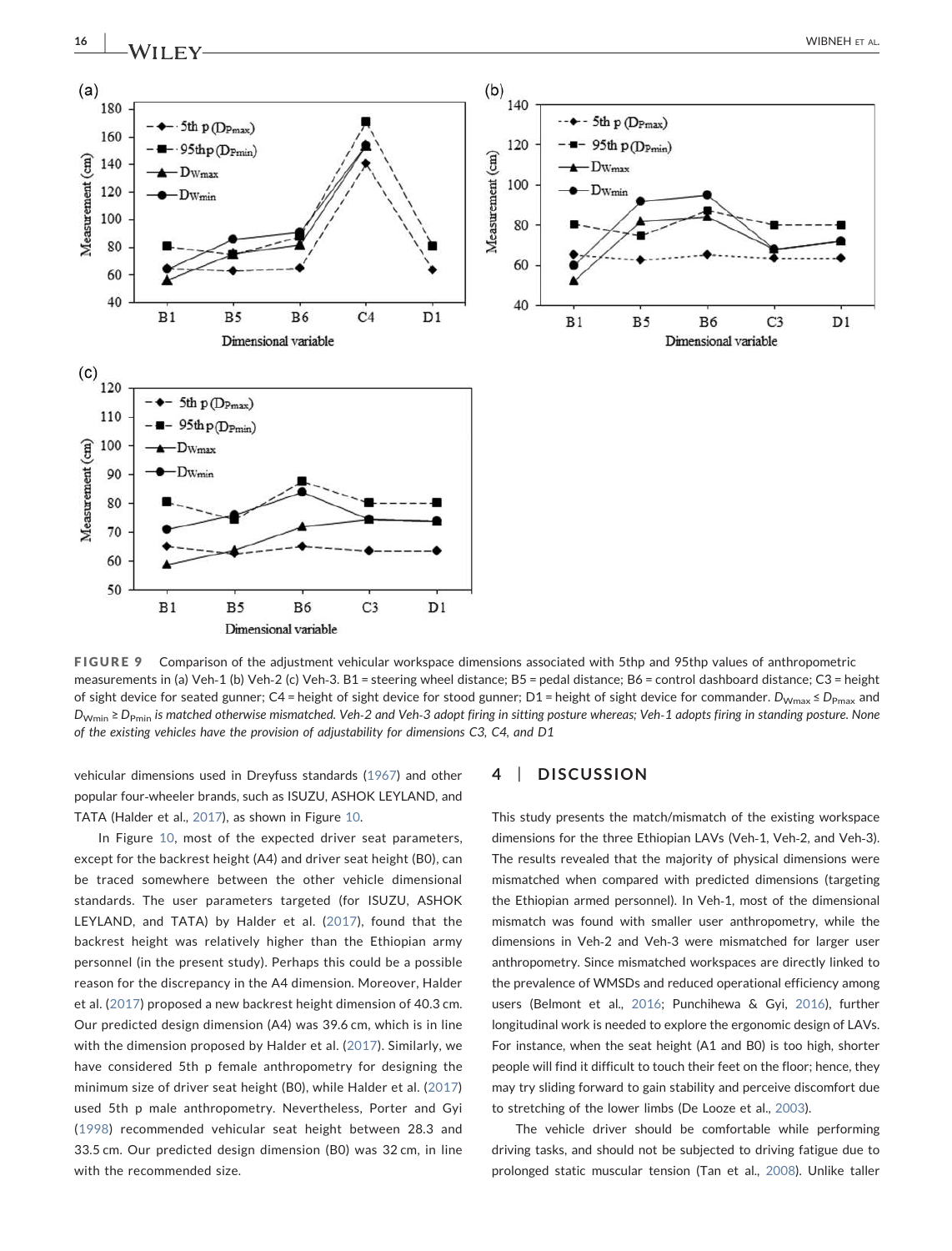**FIGURE 9** Comparison of the adjustment vehicular workspace dimensions associated with 5thp and 95thp values of anthropometric measurements in (a) Veh-1 (b) Veh-2 (c) Veh-3. B1 = steering wheel distance; B5 = pedal distance; B6 = control dashboard distance; C3 = height of sight device for seated gunner; C4 = height of sight device for stood gunner; D1 = height of sight device for commander. $D_{Wmax} \leq D_{Pmax}$ and $D_{Wmin} \geq D_{Pmin}$ *is matched otherwise mismatched. Veh-2 and Veh-3 adopt firing in sitting posture whereas; Veh-1 adopts firing in standing posture. None of the existing vehicles have the provision of adjustability for dimensions C3, C4, and D1*

vehicular dimensions used in Dreyfuss standards (1967) and other popular four-wheeler brands, such as ISUZU, ASHOK LEYLAND, and TATA (Halder et al., 2017), as shown in Figure 10.

In Figure 10, most of the expected driver seat parameters, except for the backrest height (A4) and driver seat height (B0), can be traced somewhere between the other vehicle dimensional standards. The user parameters targeted (for ISUZU, ASHOK LEYLAND, and TATA) by Halder et al. (2017), found that the backrest height was relatively higher than the Ethiopian army personnel (in the present study). Perhaps this could be a possible reason for the discrepancy in the A4 dimension. Moreover, Halder et al. (2017) proposed a new backrest height dimension of 40.3 cm. Our predicted design dimension (A4) was 39.6 cm, which is in line with the dimension proposed by Halder et al. (2017). Similarly, we have considered 5th p female anthropometry for designing the minimum size of driver seat height (B0), while Halder et al. (2017) used 5th p male anthropometry. Nevertheless, Porter and Gyi (1998) recommended vehicular seat height between 28.3 and 33.5 cm. Our predicted design dimension (B0) was 32 cm, in line with the recommended size.

## 4 | DISCUSSION

This study presents the match/mismatch of the existing workspace dimensions for the three Ethiopian LAVs (Veh-1, Veh-2, and Veh-3). The results revealed that the majority of physical dimensions were mismatched when compared with predicted dimensions (targeting the Ethiopian armed personnel). In Veh-1, most of the dimensional mismatch was found with smaller user anthropometry, while the dimensions in Veh-2 and Veh-3 were mismatched for larger user anthropometry. Since mismatched workspaces are directly linked to the prevalence of WMSDs and reduced operational efficiency among users (Belmont et al., 2016; Punchihewa & Gyi, 2016), further longitudinal work is needed to explore the ergonomic design of LAVs. For instance, when the seat height (A1 and B0) is too high, shorter people will find it difficult to touch their feet on the floor; hence, they may try sliding forward to gain stability and perceive discomfort due to stretching of the lower limbs (De Looze et al., 2003).

The vehicle driver should be comfortable while performing driving tasks, and should not be subjected to driving fatigue due to prolonged static muscular tension (Tan et al., 2008). Unlike taller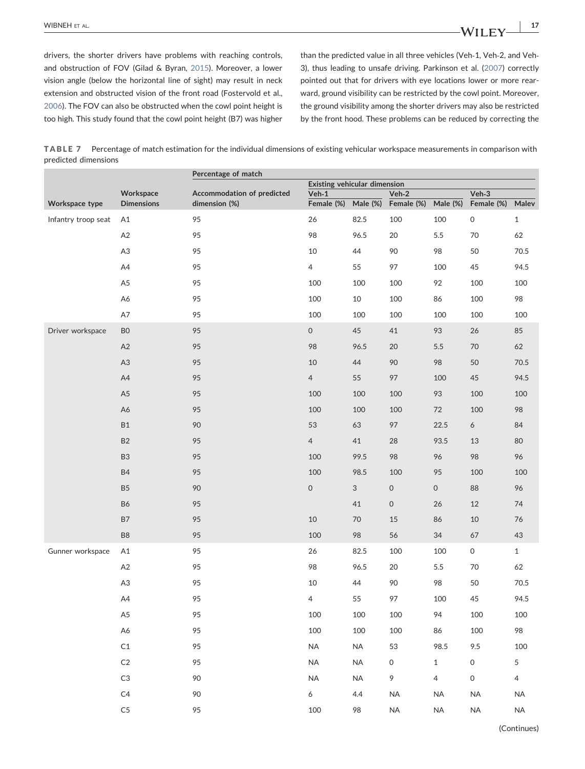drivers, the shorter drivers have problems with reaching controls, and obstruction of FOV (Gilad & Byran, 2015). Moreover, a lower vision angle (below the horizontal line of sight) may result in neck extension and obstructed vision of the front road (Fostervold et al., 2006). The FOV can also be obstructed when the cowl point height is too high. This study found that the cowl point height (B7) was higher than the predicted value in all three vehicles (Veh-1, Veh-2, and Veh-3), thus leading to unsafe driving. Parkinson et al. (2007) correctly pointed out that for drivers with eye locations lower or more rearward, ground visibility can be restricted by the cowl point. Moreover, the ground visibility among the shorter drivers may also be restricted by the front hood. These problems can be reduced by correcting the

**TABLE 7** Percentage of match estimation for the individual dimensions of existing vehicular workspace measurements in comparison with predicted dimensions

| Workspace type | Workspace Dimensions | Percentage of match | | | | | | |
|---|---|---|---|---|---|---|---|---|
| | | Accommodation of predicted dimension (%) | Existing vehicular dimension | | | | | |
| | | | Veh-1 | | Veh-2 | | Veh-3 | |
| | | | Female (%) | Male (%) | Female (%) | Male (%) | Female (%) | Malev |
| Infantry troop seat | A1 | 95 | 26 | 82.5 | 100 | 100 | 0 | 1 |
| | A2 | 95 | 98 | 96.5 | 20 | 5.5 | 70 | 62 |
| | A3 | 95 | 10 | 44 | 90 | 98 | 50 | 70.5 |
| | A4 | 95 | 4 | 55 | 97 | 100 | 45 | 94.5 |
| | A5 | 95 | 100 | 100 | 100 | 92 | 100 | 100 |
| | A6 | 95 | 100 | 10 | 100 | 86 | 100 | 98 |
| | A7 | 95 | 100 | 100 | 100 | 100 | 100 | 100 |
| Driver workspace | B0 | 95 | 0 | 45 | 41 | 93 | 26 | 85 |
| | A2 | 95 | 98 | 96.5 | 20 | 5.5 | 70 | 62 |
| | A3 | 95 | 10 | 44 | 90 | 98 | 50 | 70.5 |
| | A4 | 95 | 4 | 55 | 97 | 100 | 45 | 94.5 |
| | A5 | 95 | 100 | 100 | 100 | 93 | 100 | 100 |
| | A6 | 95 | 100 | 100 | 100 | 72 | 100 | 98 |
| | B1 | 90 | 53 | 63 | 97 | 22.5 | 6 | 84 |
| | B2 | 95 | 4 | 41 | 28 | 93.5 | 13 | 80 |
| | B3 | 95 | 100 | 99.5 | 98 | 96 | 98 | 96 |
| | B4 | 95 | 100 | 98.5 | 100 | 95 | 100 | 100 |
| | B5 | 90 | 0 | 3 | 0 | 0 | 88 | 96 |
| | B6 | 95 | | 41 | 0 | 26 | 12 | 74 |
| | B7 | 95 | 10 | 70 | 15 | 86 | 10 | 76 |
| | B8 | 95 | 100 | 98 | 56 | 34 | 67 | 43 |
| Gunner workspace | A1 | 95 | 26 | 82.5 | 100 | 100 | 0 | 1 |
| | A2 | 95 | 98 | 96.5 | 20 | 5.5 | 70 | 62 |
| | A3 | 95 | 10 | 44 | 90 | 98 | 50 | 70.5 |
| | A4 | 95 | 4 | 55 | 97 | 100 | 45 | 94.5 |
| | A5 | 95 | 100 | 100 | 100 | 94 | 100 | 100 |
| | A6 | 95 | 100 | 100 | 100 | 86 | 100 | 98 |
| | C1 | 95 | NA | NA | 53 | 98.5 | 9.5 | 100 |
| | C2 | 95 | NA | NA | 0 | 1 | 0 | 5 |
| | C3 | 90 | NA | NA | 9 | 4 | 0 | 4 |
| | C4 | 90 | 6 | 4.4 | NA | NA | NA | NA |
| | C5 | 95 | 100 | 98 | NA | NA | NA | NA |

(Continues)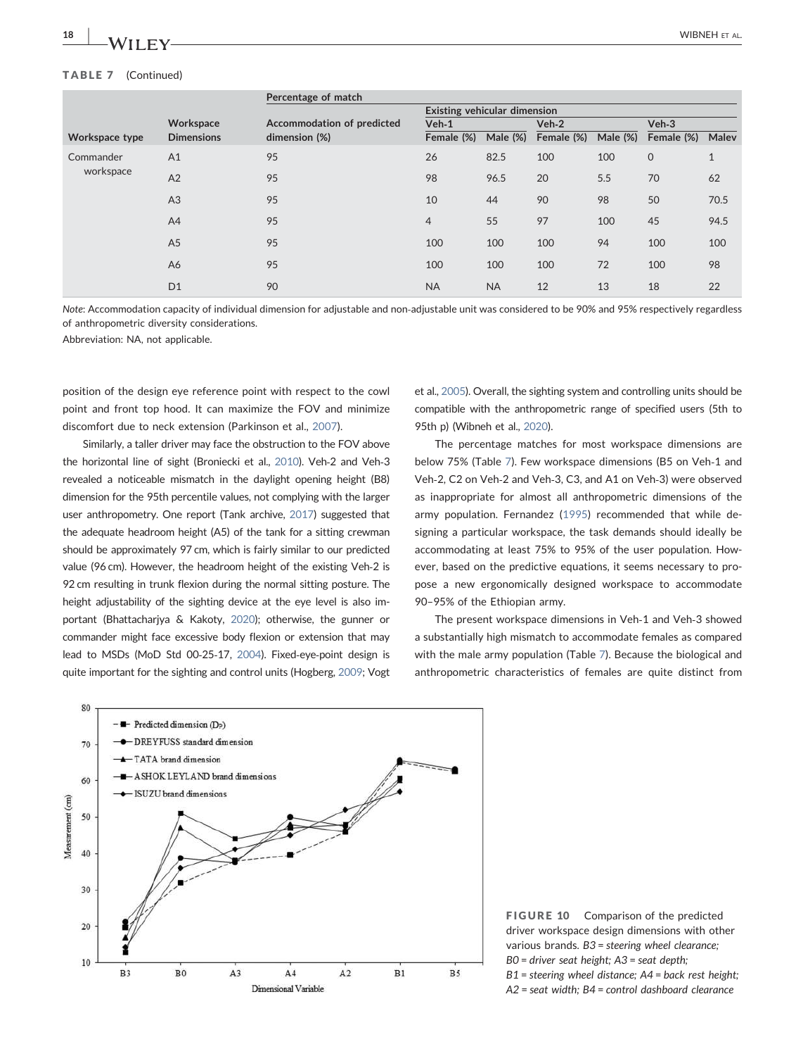**TABLE 7** (Continued)

| Workspace type | Workspace Dimensions | Percentage of match | | | | | | |
|---|---|---|---|---|---|---|---|---|
| | | Accommodation of predicted dimension (%) | Existing vehicular dimension | | | | | |
| | | | Veh-1 | | Veh-2 | | Veh-3 | |
| | | | Female (%) | Male (%) | Female (%) | Male (%) | Female (%) | Malev |
| Commander workspace | A1 | 95 | 26 | 82.5 | 100 | 100 | 0 | 1 |
| | A2 | 95 | 98 | 96.5 | 20 | 5.5 | 70 | 62 |
| | A3 | 95 | 10 | 44 | 90 | 98 | 50 | 70.5 |
| | A4 | 95 | 4 | 55 | 97 | 100 | 45 | 94.5 |
| | A5 | 95 | 100 | 100 | 100 | 94 | 100 | 100 |
| | A6 | 95 | 100 | 100 | 100 | 72 | 100 | 98 |
| | D1 | 90 | NA | NA | 12 | 13 | 18 | 22 |

*Note*: Accommodation capacity of individual dimension for adjustable and non-adjustable unit was considered to be 90% and 95% respectively regardless of anthropometric diversity considerations.

Abbreviation: NA, not applicable.

position of the design eye reference point with respect to the cowl point and front top hood. It can maximize the FOV and minimize discomfort due to neck extension (Parkinson et al., 2007).

Similarly, a taller driver may face the obstruction to the FOV above the horizontal line of sight (Broniecki et al., 2010). Veh-2 and Veh-3 revealed a noticeable mismatch in the daylight opening height (B8) dimension for the 95th percentile values, not complying with the larger user anthropometry. One report (Tank archive, 2017) suggested that the adequate headroom height (A5) of the tank for a sitting crewman should be approximately 97 cm, which is fairly similar to our predicted value (96 cm). However, the headroom height of the existing Veh-2 is 92 cm resulting in trunk flexion during the normal sitting posture. The height adjustability of the sighting device at the eye level is also important (Bhattacharjya & Kakoty, 2020); otherwise, the gunner or commander might face excessive body flexion or extension that may lead to MSDs (MoD Std 00-25-17, 2004). Fixed-eye-point design is quite important for the sighting and control units (Hogberg, 2009; Vogt et al., 2005). Overall, the sighting system and controlling units should be compatible with the anthropometric range of specified users (5th to 95th p) (Wibneh et al., 2020).

The percentage matches for most workspace dimensions are below 75% (Table 7). Few workspace dimensions (B5 on Veh-1 and Veh-2, C2 on Veh-2 and Veh-3, C3, and A1 on Veh-3) were observed as inappropriate for almost all anthropometric dimensions of the army population. Fernandez (1995) recommended that while designing a particular workspace, the task demands should ideally be accommodating at least 75% to 95% of the user population. However, based on the predictive equations, it seems necessary to propose a new ergonomically designed workspace to accommodate 90–95% of the Ethiopian army.

The present workspace dimensions in Veh-1 and Veh-3 showed a substantially high mismatch to accommodate females as compared with the male army population (Table 7). Because the biological and anthropometric characteristics of females are quite distinct from

**FIGURE 10** Comparison of the predicted driver workspace design dimensions with other various brands. *B3 = steering wheel clearance; B0 = driver seat height; A3 = seat depth; B1 = steering wheel distance; A4 = back rest height; A2 = seat width; B4 = control dashboard clearance*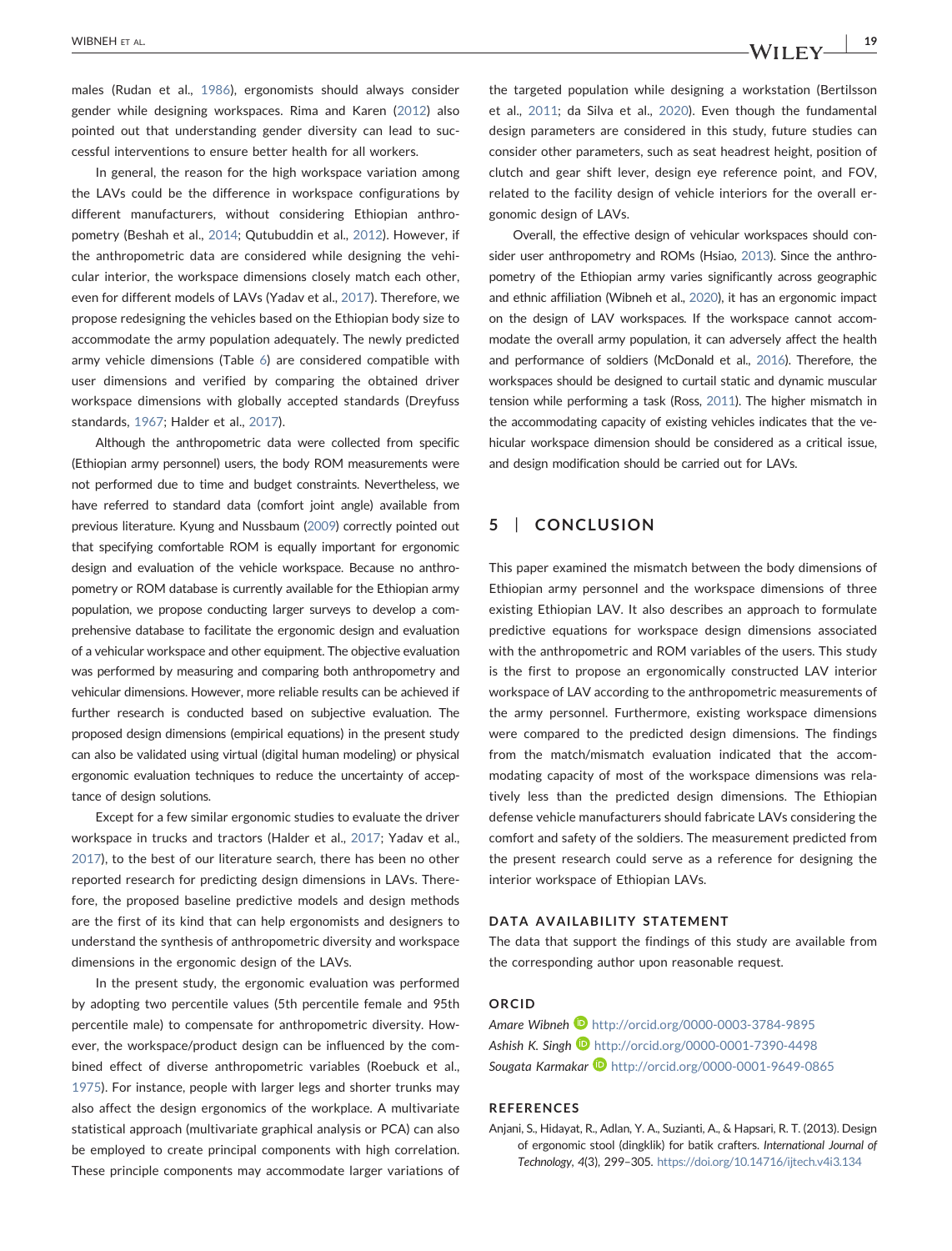males (Rudan et al., 1986), ergonomists should always consider gender while designing workspaces. Rima and Karen (2012) also pointed out that understanding gender diversity can lead to successful interventions to ensure better health for all workers.

In general, the reason for the high workspace variation among the LAVs could be the difference in workspace configurations by different manufacturers, without considering Ethiopian anthropometry (Beshah et al., 2014; Qutubuddin et al., 2012). However, if the anthropometric data are considered while designing the vehicular interior, the workspace dimensions closely match each other, even for different models of LAVs (Yadav et al., 2017). Therefore, we propose redesigning the vehicles based on the Ethiopian body size to accommodate the army population adequately. The newly predicted army vehicle dimensions (Table 6) are considered compatible with user dimensions and verified by comparing the obtained driver workspace dimensions with globally accepted standards (Dreyfuss standards, 1967; Halder et al., 2017).

Although the anthropometric data were collected from specific (Ethiopian army personnel) users, the body ROM measurements were not performed due to time and budget constraints. Nevertheless, we have referred to standard data (comfort joint angle) available from previous literature. Kyung and Nussbaum (2009) correctly pointed out that specifying comfortable ROM is equally important for ergonomic design and evaluation of the vehicle workspace. Because no anthropometry or ROM database is currently available for the Ethiopian army population, we propose conducting larger surveys to develop a comprehensive database to facilitate the ergonomic design and evaluation of a vehicular workspace and other equipment. The objective evaluation was performed by measuring and comparing both anthropometry and vehicular dimensions. However, more reliable results can be achieved if further research is conducted based on subjective evaluation. The proposed design dimensions (empirical equations) in the present study can also be validated using virtual (digital human modeling) or physical ergonomic evaluation techniques to reduce the uncertainty of acceptance of design solutions.

Except for a few similar ergonomic studies to evaluate the driver workspace in trucks and tractors (Halder et al., 2017; Yadav et al., 2017), to the best of our literature search, there has been no other reported research for predicting design dimensions in LAVs. Therefore, the proposed baseline predictive models and design methods are the first of its kind that can help ergonomists and designers to understand the synthesis of anthropometric diversity and workspace dimensions in the ergonomic design of the LAVs.

In the present study, the ergonomic evaluation was performed by adopting two percentile values (5th percentile female and 95th percentile male) to compensate for anthropometric diversity. However, the workspace/product design can be influenced by the combined effect of diverse anthropometric variables (Roebuck et al., 1975). For instance, people with larger legs and shorter trunks may also affect the design ergonomics of the workplace. A multivariate statistical approach (multivariate graphical analysis or PCA) can also be employed to create principal components with high correlation. These principle components may accommodate larger variations of the targeted population while designing a workstation (Bertilsson et al., 2011; da Silva et al., 2020). Even though the fundamental design parameters are considered in this study, future studies can consider other parameters, such as seat headrest height, position of clutch and gear shift lever, design eye reference point, and FOV, related to the facility design of vehicle interiors for the overall ergonomic design of LAVs.

Overall, the effective design of vehicular workspaces should consider user anthropometry and ROMs (Hsiao, 2013). Since the anthropometry of the Ethiopian army varies significantly across geographic and ethnic affiliation (Wibneh et al., 2020), it has an ergonomic impact on the design of LAV workspaces. If the workspace cannot accommodate the overall army population, it can adversely affect the health and performance of soldiers (McDonald et al., 2016). Therefore, the workspaces should be designed to curtail static and dynamic muscular tension while performing a task (Ross, 2011). The higher mismatch in the accommodating capacity of existing vehicles indicates that the vehicular workspace dimension should be considered as a critical issue, and design modification should be carried out for LAVs.

## 5 | CONCLUSION

This paper examined the mismatch between the body dimensions of Ethiopian army personnel and the workspace dimensions of three existing Ethiopian LAV. It also describes an approach to formulate predictive equations for workspace design dimensions associated with the anthropometric and ROM variables of the users. This study is the first to propose an ergonomically constructed LAV interior workspace of LAV according to the anthropometric measurements of the army personnel. Furthermore, existing workspace dimensions were compared to the predicted design dimensions. The findings from the match/mismatch evaluation indicated that the accommodating capacity of most of the workspace dimensions was relatively less than the predicted design dimensions. The Ethiopian defense vehicle manufacturers should fabricate LAVs considering the comfort and safety of the soldiers. The measurement predicted from the present research could serve as a reference for designing the interior workspace of Ethiopian LAVs.

### DATA AVAILABILITY STATEMENT

The data that support the findings of this study are available from the corresponding author upon reasonable request.

### ORCID

*Amare Wibneh* http://orcid.org/0000-0003-3784-9895
*Ashish K. Singh* http://orcid.org/0000-0001-7390-4498
*Sougata Karmakar* http://orcid.org/0000-0001-9649-0865

### REFERENCES

Anjani, S., Hidayat, R., Adlan, Y. A., Suzianti, A., & Hapsari, R. T. (2013). Design of ergonomic stool (dingklik) for batik crafters. *International Journal of Technology*, *4*(3), 299–305. https://doi.org/10.14716/ijtech.v4i3.134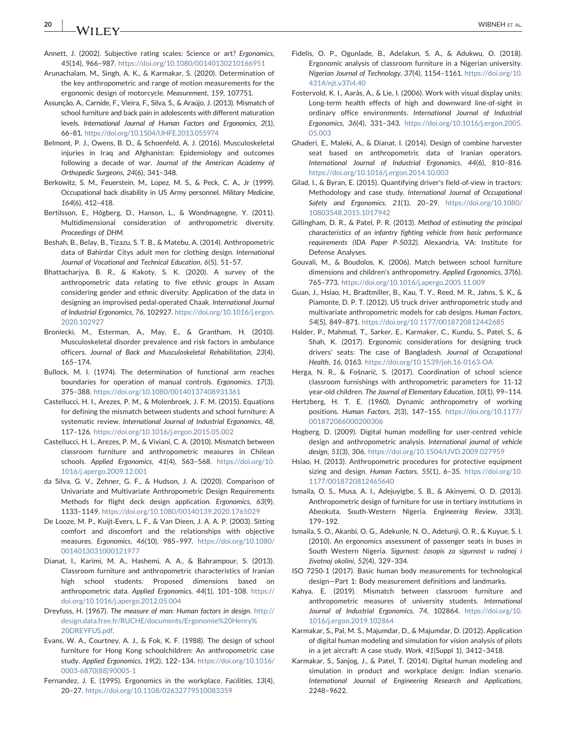Annett, J. (2002). Subjective rating scales: Science or art? *Ergonomics*, *45*(14), 966–987. https://doi.org/10.1080/00140130210166951

Arunachalam, M., Singh, A. K., & Karmakar, S. (2020). Determination of the key anthropometric and range of motion measurements for the ergonomic design of motorcycle. *Measurement*, *159*, 107751.

Assunção, A., Carnide, F., Vieira, F., Silva, S., & Araújo, J. (2013). Mismatch of school furniture and back pain in adolescents with different maturation levels. *International Journal of Human Factors and Ergonomics*, *2*(1), 66–81. https://doi.org/10.1504/IJHFE.2013.055974

Belmont, P. J., Owens, B. D., & Schoenfeld, A. J. (2016). Musculoskeletal injuries in Iraq and Afghanistan: Epidemiology and outcomes following a decade of war. *Journal of the American Academy of Orthopedic Surgeons*, *24*(6), 341–348.

Berkowitz, S. M., Feuerstein, M., Lopez, M. S., & Peck, C. A., Jr (1999). Occupational back disability in US Army personnel. *Military Medicine*, *164*(6), 412–418.

Bertilsson, E., Högberg, D., Hanson, L., & Wondmagegne, Y. (2011). Multidimensional consideration of anthropometric diversity. *Proceedings of DHM*.

Beshah, B., Belay, B., Tizazu, S. T. B., & Matebu, A. (2014). Anthropometric data of Bahirdar Citys adult men for clothing design. *International Journal of Vocational and Technical Education*, *6*(5), 51–57.

Bhattacharjya, B. R., & Kakoty, S. K. (2020). A survey of the anthropometric data relating to five ethnic groups in Assam considering gender and ethnic diversity: Application of the data in designing an improvised pedal-operated Chaak. *International Journal of Industrial Ergonomics*, *76*, 102927. https://doi.org/10.1016/j.ergon.2020.102927

Broniecki, M., Esterman, A., May, E., & Grantham, H. (2010). Musculoskeletal disorder prevalence and risk factors in ambulance officers. *Journal of Back and Musculoskeletal Rehabilitation*, *23*(4), 165–174.

Bullock, M. I. (1974). The determination of functional arm reaches boundaries for operation of manual controls. *Ergonomics*, *17*(3), 375–388. https://doi.org/10.1080/00140137408931361

Castellucci, H. I., Arezes, P. M., & Molenbroek, J. F. M. (2015). Equations for defining the mismatch between students and school furniture: A systematic review. *International Journal of Industrial Ergonomics*, *48*, 117–126. https://doi.org/10.1016/j.ergon.2015.05.002

Castellucci, H. I., Arezes, P. M., & Viviani, C. A. (2010). Mismatch between classroom furniture and anthropometric measures in Chilean schools. *Applied Ergonomics*, *41*(4), 563–568. https://doi.org/10.1016/j.apergo.2009.12.001

da Silva, G. V., Zehner, G. F., & Hudson, J. A. (2020). Comparison of Univariate and Multivariate Anthropometric Design Requirements Methods for flight deck design application. *Ergonomics*, *63*(9), 1133–1149. https://doi.org/10.1080/00140139.2020.1765029

De Looze, M. P., Kuijt-Evers, L. F., & Van Dieen, J. A. A. P. (2003). Sitting comfort and discomfort and the relationships with objective measures. *Ergonomics*, *46*(10), 985–997. https://doi.org/10.1080/0014013031000121977

Dianat, I., Karimi, M. A., Hashemi, A. A., & Bahrampour, S. (2013). Classroom furniture and anthropometric characteristics of Iranian high school students: Proposed dimensions based on anthropometric data. *Applied Ergonomics*, *44*(1), 101–108. https://doi.org/10.1016/j.apergo.2012.05.004

Dreyfuss, H. (1967). *The measure of man: Human factors in design*. http://design.data.free.fr/RUCHE/documents/Ergonomie%20Henry%20DREYFUS.pdf.

Evans, W. A., Courtney, A. J., & Fok, K. F. (1988). The design of school furniture for Hong Kong schoolchildren: An anthropometric case study. *Applied Ergonomics*, *19*(2), 122–134. https://doi.org/10.1016/0003-6870(88)90005-1

Fernandez, J. E. (1995). Ergonomics in the workplace. *Facilities*, *13*(4), 20–27. https://doi.org/10.1108/02632779510083359

Fidelis, O. P., Ogunlade, B., Adelakun, S. A., & Adukwu, O. (2018). Ergonomic analysis of classroom furniture in a Nigerian university. *Nigerian Journal of Technology*, *37*(4), 1154–1161. https://doi.org/10.4314/njt.v37i4.40

Fostervold, K. I., Aarås, A., & Lie, I. (2006). Work with visual display units: Long-term health effects of high and downward line-of-sight in ordinary office environments. *International Journal of Industrial Ergonomics*, *36*(4), 331–343. https://doi.org/10.1016/j.ergon.2005.05.003

Ghaderi, E., Maleki, A., & Dianat, I. (2014). Design of combine harvester seat based on anthropometric data of Iranian operators. *International Journal of Industrial Ergonomics*, *44*(6), 810–816. https://doi.org/10.1016/j.ergon.2014.10.003

Gilad, I., & Byran, E. (2015). Quantifying driver's field-of-view in tractors: Methodology and case study. *International Journal of Occupational Safety and Ergonomics*, *21*(1), 20–29. https://doi.org/10.1080/10803548.2015.1017942

Gillingham, D. R., & Patel, P. R. (2013). *Method of estimating the principal characteristics of an infantry fighting vehicle from basic performance requirements (IDA Paper P-5032)*. Alexandria, VA: Institute for Defense Analyses.

Gouvali, M., & Boudolos, K. (2006). Match between school furniture dimensions and children's anthropometry. *Applied Ergonomics*, *37*(6), 765–773. https://doi.org/10.1016/j.apergo.2005.11.009

Guan, J., Hsiao, H., Bradtmiller, B., Kau, T. Y., Reed, M. R., Jahns, S. K., & Piamonte, D. P. T. (2012). US truck driver anthropometric study and multivariate anthropometric models for cab designs. *Human Factors*, *54*(5), 849–871. https://doi.org/10.1177/0018720812442685

Halder, P., Mahmud, T., Sarker, E., Karmaker, C., Kundu, S., Patel, S., & Shah, K. (2017). Ergonomic considerations for designing truck drivers' seats: The case of Bangladesh. *Journal of Occupational Health*, *16*, 0163. https://doi.org/10.1539/joh.16-0163-OA

Herga, N. R., & Fošnarič, S. (2017). Coordination of school science classroom furnishings with anthropometric parameters for 11-12 year-old children. *The Journal of Elementary Education*, *10*(1), 99–114.

Hertzberg, H. T. E. (1960). Dynamic anthropometry of working positions. *Human Factors*, *2*(3), 147–155. https://doi.org/10.1177/001872086000200306

Hogberg, D. (2009). Digital human modelling for user-centred vehicle design and anthropometric analysis. *International journal of vehicle design*, *51*(3), 306. https://doi.org/10.1504/IJVD.2009.027959

Hsiao, H. (2013). Anthropometric procedures for protective equipment sizing and design. *Human Factors*, *55*(1), 6–35. https://doi.org/10.1177/0018720812465640

Ismaila, O. S., Musa, A. I., Adejuyigbe, S. B., & Akinyemi, O. D. (2013). Anthropometric design of furniture for use in tertiary institutions in Abeokuta, South-Western Nigeria. *Engineering Review*, *33*(3), 179–192.

Ismaila, S. O., Akanbi, O. G., Adekunle, N. O., Adetunji, O. R., & Kuyue, S. I. (2010). An ergonomics assessment of passenger seats in buses in South Western Nigeria. *Sigurnost: časopis za sigurnost u radnoj i životnoj okolini*, *52*(4), 329–334.

ISO 7250-1 (2017). Basic human body measurements for technological design—Part 1: Body measurement definitions and landmarks.

Kahya, E. (2019). Mismatch between classroom furniture and anthropometric measures of university students. *International Journal of Industrial Ergonomics*, *74*, 102864. https://doi.org/10.1016/j.ergon.2019.102864

Karmakar, S., Pal, M. S., Majumdar, D., & Majumdar, D. (2012). Application of digital human modeling and simulation for vision analysis of pilots in a jet aircraft: A case study. *Work*, *41*(Suppl 1), 3412–3418.

Karmakar, S., Sanjog, J., & Patel, T. (2014). Digital human modeling and simulation in product and workplace design: Indian scenario. *International Journal of Engineering Research and Applications*, 2248–9622.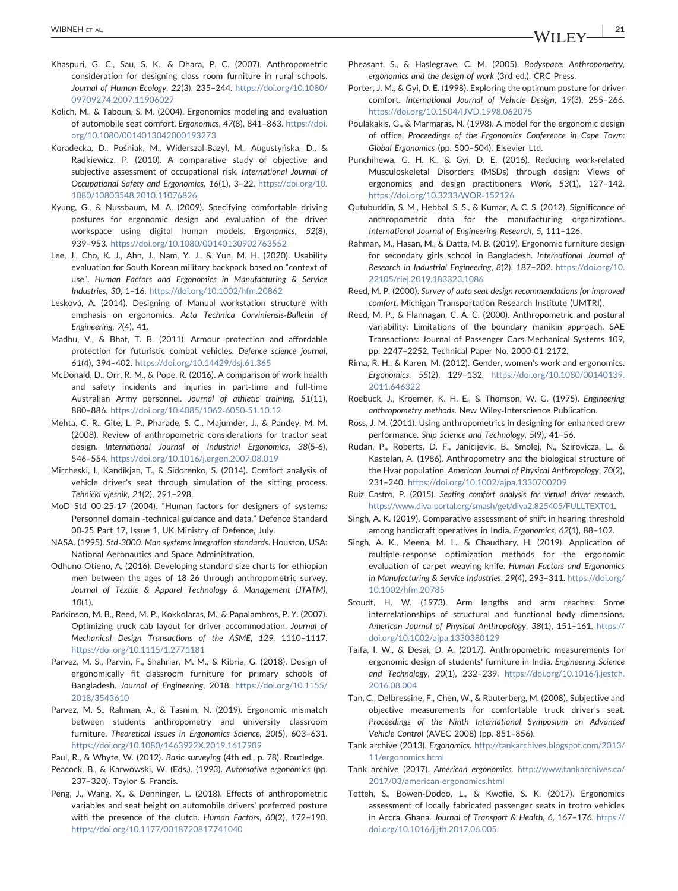Khaspuri, G. C., Sau, S. K., & Dhara, P. C. (2007). Anthropometric consideration for designing class room furniture in rural schools. *Journal of Human Ecology*, *22*(3), 235–244. https://doi.org/10.1080/09709274.2007.11906027

Kolich, M., & Taboun, S. M. (2004). Ergonomics modeling and evaluation of automobile seat comfort. *Ergonomics*, *47*(8), 841–863. https://doi.org/10.1080/0014013042000193273

Koradecka, D., Pośniak, M., Widerszal-Bazyl, M., Augustyńska, D., & Radkiewicz, P. (2010). A comparative study of objective and subjective assessment of occupational risk. *International Journal of Occupational Safety and Ergonomics*, *16*(1), 3–22. https://doi.org/10.1080/10803548.2010.11076826

Kyung, G., & Nussbaum, M. A. (2009). Specifying comfortable driving postures for ergonomic design and evaluation of the driver workspace using digital human models. *Ergonomics*, *52*(8), 939–953. https://doi.org/10.1080/00140130902763552

Lee, J., Cho, K. J., Ahn, J., Nam, Y. J., & Yun, M. H. (2020). Usability evaluation for South Korean military backpack based on "context of use". *Human Factors and Ergonomics in Manufacturing & Service Industries*, *30*, 1–16. https://doi.org/10.1002/hfm.20862

Lesková, A. (2014). Designing of Manual workstation structure with emphasis on ergonomics. *Acta Technica Corviniensis-Bulletin of Engineering*, *7*(4), 41.

Madhu, V., & Bhat, T. B. (2011). Armour protection and affordable protection for futuristic combat vehicles. *Defence science journal*, *61*(4), 394–402. https://doi.org/10.14429/dsj.61.365

McDonald, D., Orr, R. M., & Pope, R. (2016). A comparison of work health and safety incidents and injuries in part-time and full-time Australian Army personnel. *Journal of athletic training*, *51*(11), 880–886. https://doi.org/10.4085/1062-6050-51.10.12

Mehta, C. R., Gite, L. P., Pharade, S. C., Majumder, J., & Pandey, M. M. (2008). Review of anthropometric considerations for tractor seat design. *International Journal of Industrial Ergonomics*, *38*(5-6), 546–554. https://doi.org/10.1016/j.ergon.2007.08.019

Mircheski, I., Kandikjan, T., & Sidorenko, S. (2014). Comfort analysis of vehicle driver's seat through simulation of the sitting process. *Tehnički vjesnik*, *21*(2), 291–298.

MoD Std 00-25-17 (2004). "Human factors for designers of systems: Personnel domain -technical guidance and data," Defence Standard 00-25 Part 17, Issue 1, UK Ministry of Defence, July.

NASA. (1995). *Std-3000. Man systems integration standards*. Houston, USA: National Aeronautics and Space Administration.

Odhuno-Otieno, A. (2016). Developing standard size charts for ethiopian men between the ages of 18-26 through anthropometric survey. *Journal of Textile & Apparel Technology & Management (JTATM)*, *10*(1).

Parkinson, M. B., Reed, M. P., Kokkolaras, M., & Papalambros, P. Y. (2007). Optimizing truck cab layout for driver accommodation. *Journal of Mechanical Design Transactions of the ASME*, *129*, 1110–1117. https://doi.org/10.1115/1.2771181

Parvez, M. S., Parvin, F., Shahriar, M. M., & Kibria, G. (2018). Design of ergonomically fit classroom furniture for primary schools of Bangladesh. *Journal of Engineering*, 2018. https://doi.org/10.1155/2018/3543610

Parvez, M. S., Rahman, A., & Tasnim, N. (2019). Ergonomic mismatch between students anthropometry and university classroom furniture. *Theoretical Issues in Ergonomics Science*, *20*(5), 603–631. https://doi.org/10.1080/1463922X.2019.1617909

Paul, R., & Whyte, W. (2012). *Basic surveying* (4th ed., p. 78). Routledge.

Peacock, B., & Karwowski, W. (Eds.). (1993). *Automotive ergonomics* (pp. 237–320). Taylor & Francis.

Peng, J., Wang, X., & Denninger, L. (2018). Effects of anthropometric variables and seat height on automobile drivers' preferred posture with the presence of the clutch. *Human Factors*, *60*(2), 172–190. https://doi.org/10.1177/0018720817741040

Pheasant, S., & Haslegrave, C. M. (2005). *Bodyspace: Anthropometry, ergonomics and the design of work* (3rd ed.). CRC Press.

Porter, J. M., & Gyi, D. E. (1998). Exploring the optimum posture for driver comfort. *International Journal of Vehicle Design*, *19*(3), 255–266. https://doi.org/10.1504/IJVD.1998.062075

Poulakakis, G., & Marmaras, N. (1998). A model for the ergonomic design of office, *Proceedings of the Ergonomics Conference in Cape Town: Global Ergonomics* (pp. 500–504). Elsevier Ltd.

Punchihewa, G. H. K., & Gyi, D. E. (2016). Reducing work-related Musculoskeletal Disorders (MSDs) through design: Views of ergonomics and design practitioners. *Work*, *53*(1), 127–142. https://doi.org/10.3233/WOR-152126

Qutubuddin, S. M., Hebbal, S. S., & Kumar, A. C. S. (2012). Significance of anthropometric data for the manufacturing organizations. *International Journal of Engineering Research*, *5*, 111–126.

Rahman, M., Hasan, M., & Datta, M. B. (2019). Ergonomic furniture design for secondary girls school in Bangladesh. *International Journal of Research in Industrial Engineering*, *8*(2), 187–202. https://doi.org/10.22105/riej.2019.183323.1086

Reed, M. P. (2000). *Survey of auto seat design recommendations for improved comfort*. Michigan Transportation Research Institute (UMTRI).

Reed, M. P., & Flannagan, C. A. C. (2000). Anthropometric and postural variability: Limitations of the boundary manikin approach. SAE Transactions: Journal of Passenger Cars-Mechanical Systems 109, pp. 2247–2252. Technical Paper No. 2000-01-2172.

Rima, R. H., & Karen, M. (2012). Gender, women's work and ergonomics. *Ergonomics*, *55*(2), 129–132. https://doi.org/10.1080/00140139.2011.646322

Roebuck, J., Kroemer, K. H. E., & Thomson, W. G. (1975). *Engineering anthropometry methods*. New Wiley-Interscience Publication.

Ross, J. M. (2011). Using anthropometrics in designing for enhanced crew performance. *Ship Science and Technology*, *5*(9), 41–56.

Rudan, P., Roberts, D. F., Janicijevic, B., Smolej, N., Szirovicza, L., & Kastelan, A. (1986). Anthropometry and the biological structure of the Hvar population. *American Journal of Physical Anthropology*, *70*(2), 231–240. https://doi.org/10.1002/ajpa.1330700209

Ruiz Castro, P. (2015). *Seating comfort analysis for virtual driver research*. https://www.diva-portal.org/smash/get/diva2:825405/FULLTEXT01.

Singh, A. K. (2019). Comparative assessment of shift in hearing threshold among handicraft operatives in India. *Ergonomics*, *62*(1), 88–102.

Singh, A. K., Meena, M. L., & Chaudhary, H. (2019). Application of multiple-response optimization methods for the ergonomic evaluation of carpet weaving knife. *Human Factors and Ergonomics in Manufacturing & Service Industries*, *29*(4), 293–311. https://doi.org/10.1002/hfm.20785

Stoudt, H. W. (1973). Arm lengths and arm reaches: Some interrelationships of structural and functional body dimensions. *American Journal of Physical Anthropology*, *38*(1), 151–161. https://doi.org/10.1002/ajpa.1330380129

Taifa, I. W., & Desai, D. A. (2017). Anthropometric measurements for ergonomic design of students' furniture in India. *Engineering Science and Technology*, *20*(1), 232–239. https://doi.org/10.1016/j.jestch.2016.08.004

Tan, C., Delbressine, F., Chen, W., & Rauterberg, M. (2008). Subjective and objective measurements for comfortable truck driver's seat. *Proceedings of the Ninth International Symposium on Advanced Vehicle Control* (AVEC 2008) (pp. 851–856).

Tank archive (2013). *Ergonomics*. http://tankarchives.blogspot.com/2013/11/ergonomics.html

Tank archive (2017). *American ergonomics*. http://www.tankarchives.ca/2017/03/american-ergonomics.html

Tetteh, S., Bowen-Dodoo, L., & Kwofie, S. K. (2017). Ergonomics assessment of locally fabricated passenger seats in trotro vehicles in Accra, Ghana. *Journal of Transport & Health*, *6*, 167–176. https://doi.org/10.1016/j.jth.2017.06.005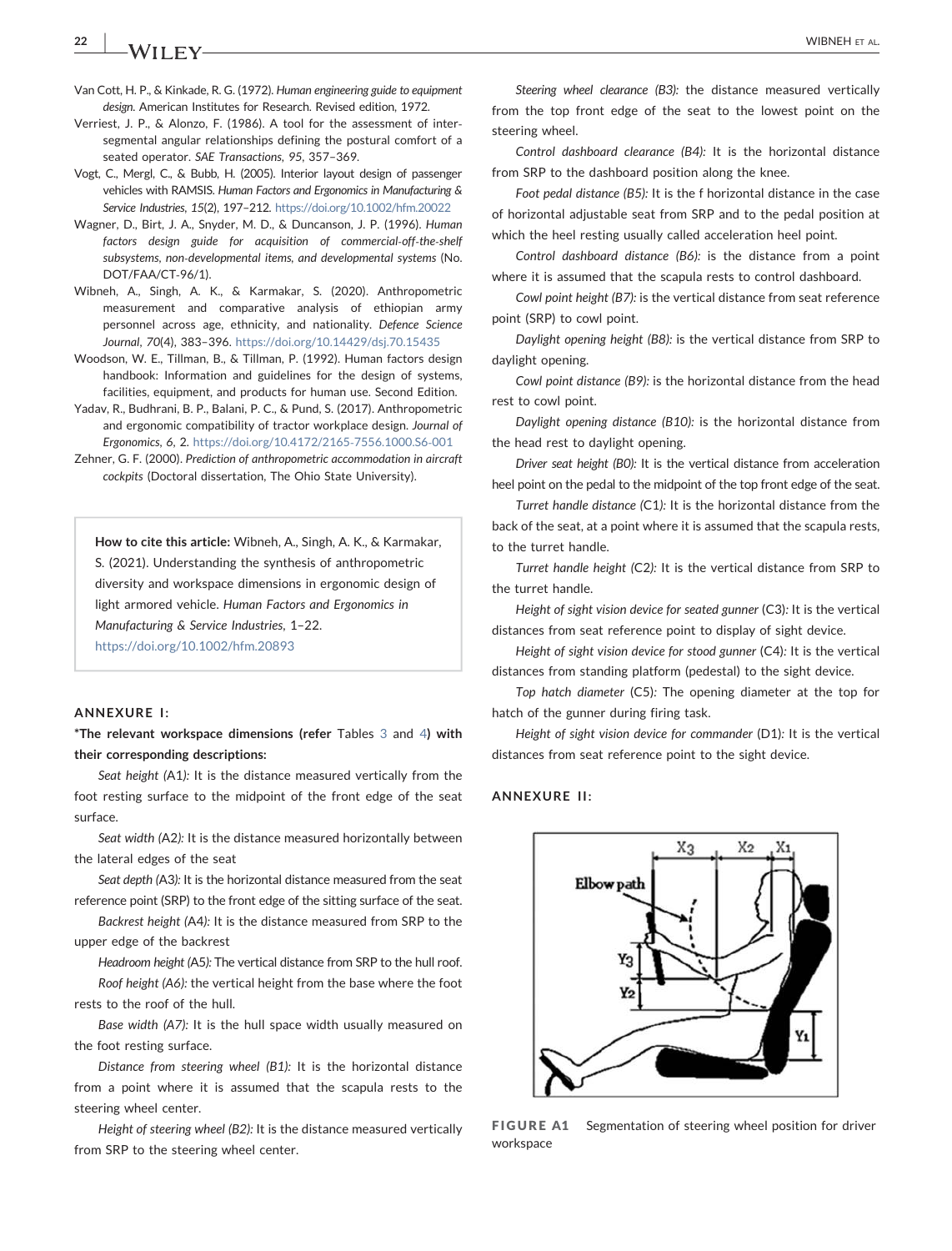Van Cott, H. P., & Kinkade, R. G. (1972). *Human engineering guide to equipment design*. American Institutes for Research. Revised edition, 1972.

Verriest, J. P., & Alonzo, F. (1986). A tool for the assessment of inter-segmental angular relationships defining the postural comfort of a seated operator. *SAE Transactions*, *95*, 357–369.

Vogt, C., Mergl, C., & Bubb, H. (2005). Interior layout design of passenger vehicles with RAMSIS. *Human Factors and Ergonomics in Manufacturing & Service Industries*, *15*(2), 197–212. https://doi.org/10.1002/hfm.20022

Wagner, D., Birt, J. A., Snyder, M. D., & Duncanson, J. P. (1996). *Human factors design guide for acquisition of commercial-off-the-shelf subsystems, non-developmental items, and developmental systems* (No. DOT/FAA/CT-96/1).

Wibneh, A., Singh, A. K., & Karmakar, S. (2020). Anthropometric measurement and comparative analysis of ethiopian army personnel across age, ethnicity, and nationality. *Defence Science Journal*, *70*(4), 383–396. https://doi.org/10.14429/dsj.70.15435

Woodson, W. E., Tillman, B., & Tillman, P. (1992). Human factors design handbook: Information and guidelines for the design of systems, facilities, equipment, and products for human use. Second Edition.

Yadav, R., Budhrani, B. P., Balani, P. C., & Pund, S. (2017). Anthropometric and ergonomic compatibility of tractor workplace design. *Journal of Ergonomics*, *6*, 2. https://doi.org/10.4172/2165-7556.1000.S6-001

Zehner, G. F. (2000). *Prediction of anthropometric accommodation in aircraft cockpits* (Doctoral dissertation, The Ohio State University).

**How to cite this article:** Wibneh, A., Singh, A. K., & Karmakar, S. (2021). Understanding the synthesis of anthropometric diversity and workspace dimensions in ergonomic design of light armored vehicle. *Human Factors and Ergonomics in Manufacturing & Service Industries*, 1–22. https://doi.org/10.1002/hfm.20893

## ANNEXURE I:

**\*The relevant workspace dimensions (refer Tables 3 and 4) with their corresponding descriptions:**

*Seat height (A1):* It is the distance measured vertically from the foot resting surface to the midpoint of the front edge of the seat surface.

*Seat width (A2):* It is the distance measured horizontally between the lateral edges of the seat

*Seat depth (A3):* It is the horizontal distance measured from the seat reference point (SRP) to the front edge of the sitting surface of the seat.

*Backrest height (A4):* It is the distance measured from SRP to the upper edge of the backrest

*Headroom height (A5):* The vertical distance from SRP to the hull roof.

*Roof height (A6):* the vertical height from the base where the foot rests to the roof of the hull.

*Base width (A7):* It is the hull space width usually measured on the foot resting surface.

*Distance from steering wheel (B1):* It is the horizontal distance from a point where it is assumed that the scapula rests to the steering wheel center.

*Height of steering wheel (B2):* It is the distance measured vertically from SRP to the steering wheel center.

*Steering wheel clearance (B3):* the distance measured vertically from the top front edge of the seat to the lowest point on the steering wheel.

*Control dashboard clearance (B4):* It is the horizontal distance from SRP to the dashboard position along the knee.

*Foot pedal distance (B5):* It is the f horizontal distance in the case of horizontal adjustable seat from SRP and to the pedal position at which the heel resting usually called acceleration heel point.

*Control dashboard distance (B6):* is the distance from a point where it is assumed that the scapula rests to control dashboard.

*Cowl point height (B7):* is the vertical distance from seat reference point (SRP) to cowl point.

*Daylight opening height (B8):* is the vertical distance from SRP to daylight opening.

*Cowl point distance (B9):* is the horizontal distance from the head rest to cowl point.

*Daylight opening distance (B10):* is the horizontal distance from the head rest to daylight opening.

*Driver seat height (B0):* It is the vertical distance from acceleration heel point on the pedal to the midpoint of the top front edge of the seat.

*Turret handle distance (C1):* It is the horizontal distance from the back of the seat, at a point where it is assumed that the scapula rests, to the turret handle.

*Turret handle height (C2):* It is the vertical distance from SRP to the turret handle.

*Height of sight vision device for seated gunner (C3):* It is the vertical distances from seat reference point to display of sight device.

*Height of sight vision device for stood gunner (C4):* It is the vertical distances from standing platform (pedestal) to the sight device.

*Top hatch diameter (C5):* The opening diameter at the top for hatch of the gunner during firing task.

*Height of sight vision device for commander (D1):* It is the vertical distances from seat reference point to the sight device.

## ANNEXURE II:

X3 X2 X1

Elbow path

Y3

Y2

Y1

**FIGURE A1** Segmentation of steering wheel position for driver workspace